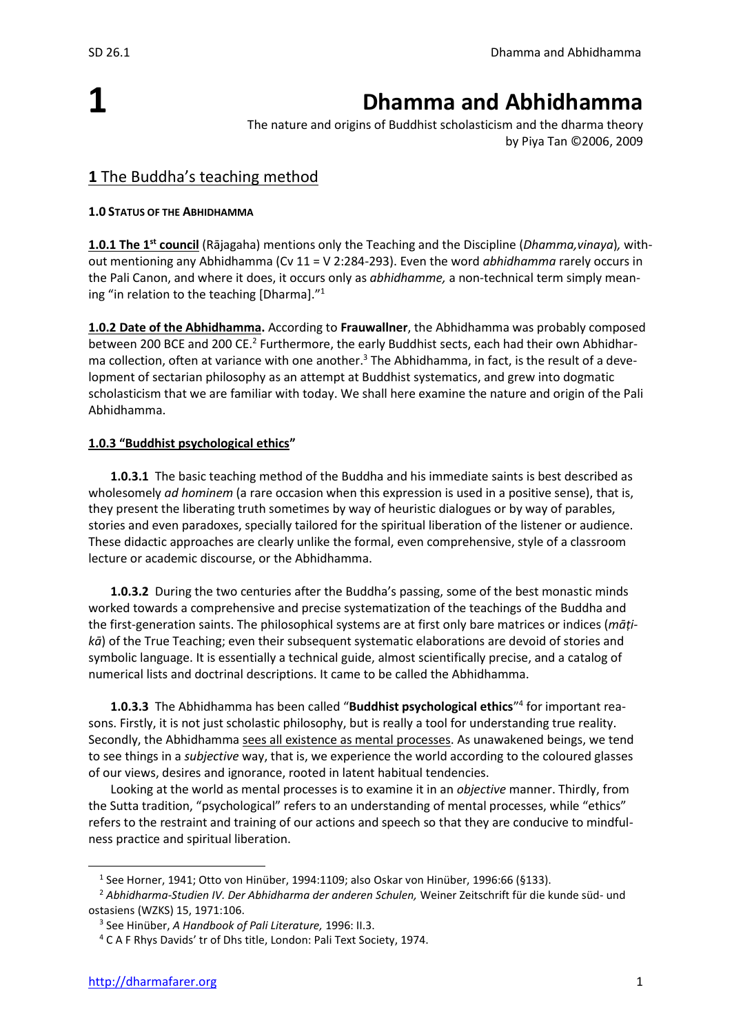# 1

# Dhamma and Abhidhamma

The nature and origins of Buddhist scholasticism and the dharma theory
by Piya Tan ©2006, 2009

## **1** The Buddha's teaching method

#### 1.0 STATUS OF THE ABHIDHAMMA

**1.0.1 The 1st council** (Rājagaha) mentions only the Teaching and the Discipline (*Dhamma,vinaya*), without mentioning any Abhidhamma (Cv 11 = V 2:284-293). Even the word *abhidhamma* rarely occurs in the Pali Canon, and where it does, it occurs only as *abhidhamme,* a non-technical term simply meaning "in relation to the teaching [Dharma]."[1]

**1.0.2 Date of the Abhidhamma.** According to **Frauwallner**, the Abhidhamma was probably composed between 200 BCE and 200 CE.[2] Furthermore, the early Buddhist sects, each had their own Abhidharma collection, often at variance with one another.[3] The Abhidhamma, in fact, is the result of a development of sectarian philosophy as an attempt at Buddhist systematics, and grew into dogmatic scholasticism that we are familiar with today. We shall here examine the nature and origin of the Pali Abhidhamma.

#### 1.0.3 "Buddhist psychological ethics"

**1.0.3.1** The basic teaching method of the Buddha and his immediate saints is best described as wholesomely *ad hominem* (a rare occasion when this expression is used in a positive sense), that is, they present the liberating truth sometimes by way of heuristic dialogues or by way of parables, stories and even paradoxes, specially tailored for the spiritual liberation of the listener or audience. These didactic approaches are clearly unlike the formal, even comprehensive, style of a classroom lecture or academic discourse, or the Abhidhamma.

**1.0.3.2** During the two centuries after the Buddha's passing, some of the best monastic minds worked towards a comprehensive and precise systematization of the teachings of the Buddha and the first-generation saints. The philosophical systems are at first only bare matrices or indices (*mātikā*) of the True Teaching; even their subsequent systematic elaborations are devoid of stories and symbolic language. It is essentially a technical guide, almost scientifically precise, and a catalog of numerical lists and doctrinal descriptions. It came to be called the Abhidhamma.

**1.0.3.3** The Abhidhamma has been called "**Buddhist psychological ethics**"[4] for important reasons. Firstly, it is not just scholastic philosophy, but is really a tool for understanding true reality. Secondly, the Abhidhamma sees all existence as mental processes. As unawakened beings, we tend to see things in a *subjective* way, that is, we experience the world according to the coloured glasses of our views, desires and ignorance, rooted in latent habitual tendencies.

Looking at the world as mental processes is to examine it in an *objective* manner. Thirdly, from the Sutta tradition, "psychological" refers to an understanding of mental processes, while "ethics" refers to the restraint and training of our actions and speech so that they are conducive to mindfulness practice and spiritual liberation.

---

[1] See Horner, 1941; Otto von Hinüber, 1994:1109; also Oskar von Hinüber, 1996:66 (§133).

[2] *Abhidharma-Studien IV. Der Abhidharma der anderen Schulen,* Weiner Zeitschrift für die kunde süd- und ostasiens (WZKS) 15, 1971:106.

[3] See Hinüber, *A Handbook of Pali Literature,* 1996: II.3.

[4] C A F Rhys Davids' tr of Dhs title, London: Pali Text Society, 1974.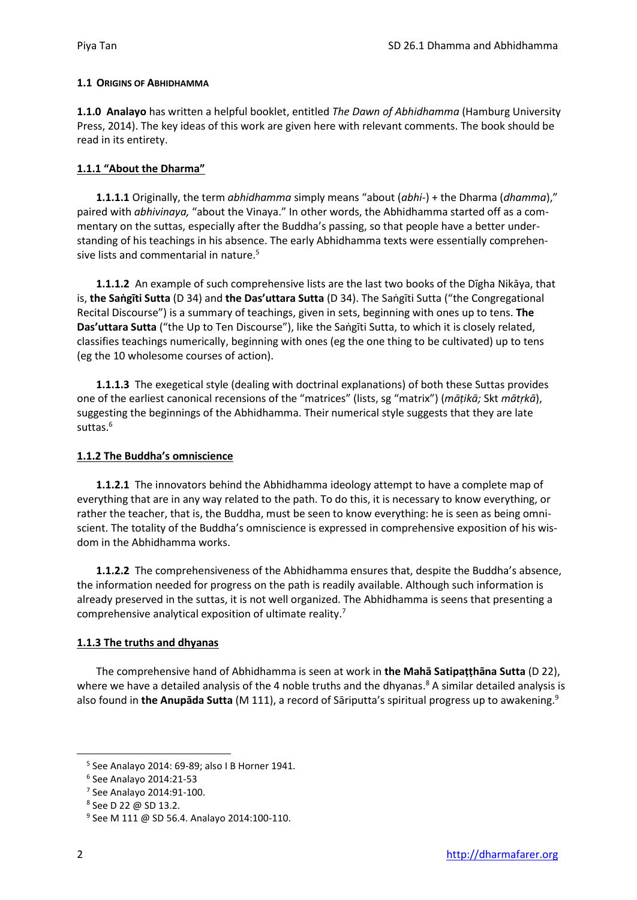#### 1.1 ORIGINS OF ABHIDHAMMA

**1.1.0 Analayo** has written a helpful booklet, entitled *The Dawn of Abhidhamma* (Hamburg University Press, 2014). The key ideas of this work are given here with relevant comments. The book should be read in its entirety.

#### 1.1.1 "About the Dharma"

**1.1.1.1** Originally, the term *abhidhamma* simply means "about (*abhi-*) + the Dharma (*dhamma*)," paired with *abhivinaya,* "about the Vinaya." In other words, the Abhidhamma started off as a commentary on the suttas, especially after the Buddha's passing, so that people have a better understanding of his teachings in his absence. The early Abhidhamma texts were essentially comprehensive lists and commentarial in nature.[5]

**1.1.1.2** An example of such comprehensive lists are the last two books of the Dīgha Nikāya, that is, **the Saṅgīti Sutta** (D 34) and **the Das'uttara Sutta** (D 34). The Saṅgīti Sutta ("the Congregational Recital Discourse") is a summary of teachings, given in sets, beginning with ones up to tens. **The Das'uttara Sutta** ("the Up to Ten Discourse"), like the Saṅgīti Sutta, to which it is closely related, classifies teachings numerically, beginning with ones (eg the one thing to be cultivated) up to tens (eg the 10 wholesome courses of action).

**1.1.1.3** The exegetical style (dealing with doctrinal explanations) of both these Suttas provides one of the earliest canonical recensions of the "matrices" (lists, sg "matrix") (*māṭikā;* Skt *mātṛkā*), suggesting the beginnings of the Abhidhamma. Their numerical style suggests that they are late suttas.[6]

#### 1.1.2 The Buddha's omniscience

**1.1.2.1** The innovators behind the Abhidhamma ideology attempt to have a complete map of everything that are in any way related to the path. To do this, it is necessary to know everything, or rather the teacher, that is, the Buddha, must be seen to know everything: he is seen as being omniscient. The totality of the Buddha's omniscience is expressed in comprehensive exposition of his wisdom in the Abhidhamma works.

**1.1.2.2** The comprehensiveness of the Abhidhamma ensures that, despite the Buddha's absence, the information needed for progress on the path is readily available. Although such information is already preserved in the suttas, it is not well organized. The Abhidhamma is seens that presenting a comprehensive analytical exposition of ultimate reality.[7]

#### 1.1.3 The truths and dhyanas

The comprehensive hand of Abhidhamma is seen at work in **the Mahā Satipaṭṭhāna Sutta** (D 22), where we have a detailed analysis of the 4 noble truths and the dhyanas.[8] A similar detailed analysis is also found in **the Anupāda Sutta** (M 111), a record of Sāriputta's spiritual progress up to awakening.[9]

---

[5] See Analayo 2014: 69-89; also I B Horner 1941.

[6] See Analayo 2014:21-53

[7] See Analayo 2014:91-100.

[8] See D 22 @ SD 13.2.

[9] See M 111 @ SD 56.4. Analayo 2014:100-110.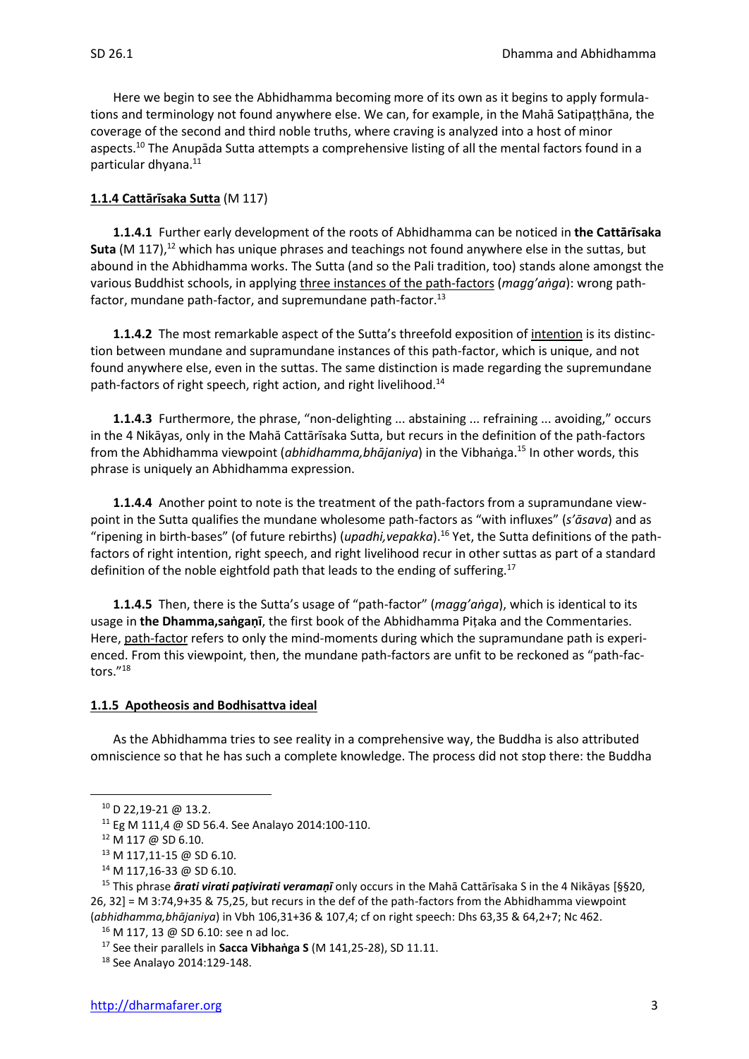Here we begin to see the Abhidhamma becoming more of its own as it begins to apply formulations and terminology not found anywhere else. We can, for example, in the Mahā Satipaṭṭhāna, the coverage of the second and third noble truths, where craving is analyzed into a host of minor aspects.[10] The Anupāda Sutta attempts a comprehensive listing of all the mental factors found in a particular dhyana.[11]

**1.1.4 Cattārīsaka Sutta** (M 117)

**1.1.4.1** Further early development of the roots of Abhidhamma can be noticed in **the Cattārīsaka Suta** (M 117),[12] which has unique phrases and teachings not found anywhere else in the suttas, but abound in the Abhidhamma works. The Sutta (and so the Pali tradition, too) stands alone amongst the various Buddhist schools, in applying three instances of the path-factors (*magg'aṅga*): wrong path-factor, mundane path-factor, and supremundane path-factor.[13]

**1.1.4.2** The most remarkable aspect of the Sutta's threefold exposition of intention is its distinction between mundane and supramundane instances of this path-factor, which is unique, and not found anywhere else, even in the suttas. The same distinction is made regarding the supremundane path-factors of right speech, right action, and right livelihood.[14]

**1.1.4.3** Furthermore, the phrase, "non-delighting ... abstaining ... refraining ... avoiding," occurs in the 4 Nikāyas, only in the Mahā Cattārīsaka Sutta, but recurs in the definition of the path-factors from the Abhidhamma viewpoint (*abhidhamma,bhājaniya*) in the Vibhaṅga.[15] In other words, this phrase is uniquely an Abhidhamma expression.

**1.1.4.4** Another point to note is the treatment of the path-factors from a supramundane viewpoint in the Sutta qualifies the mundane wholesome path-factors as "with influxes" (*s'āsava*) and as "ripening in birth-bases" (of future rebirths) (*upadhi,vepakka*).[16] Yet, the Sutta definitions of the path-factors of right intention, right speech, and right livelihood recur in other suttas as part of a standard definition of the noble eightfold path that leads to the ending of suffering.[17]

**1.1.4.5** Then, there is the Sutta's usage of "path-factor" (*magg'aṅga*), which is identical to its usage in **the Dhamma,saṅgaṇī**, the first book of the Abhidhamma Piṭaka and the Commentaries. Here, path-factor refers to only the mind-moments during which the supramundane path is experienced. From this viewpoint, then, the mundane path-factors are unfit to be reckoned as "path-factors."[18]

**1.1.5 Apotheosis and Bodhisattva ideal**

As the Abhidhamma tries to see reality in a comprehensive way, the Buddha is also attributed omniscience so that he has such a complete knowledge. The process did not stop there: the Buddha

---

[10] D 22,19-21 @ 13.2.

[11] Eg M 111,4 @ SD 56.4. See Analayo 2014:100-110.

[12] M 117 @ SD 6.10.

[13] M 117,11-15 @ SD 6.10.

[14] M 117,16-33 @ SD 6.10.

[15] This phrase ***ārati virati paṭivirati veramaṇī*** only occurs in the Mahā Cattārīsaka S in the 4 Nikāyas [§§20, 26, 32] = M 3:74,9+35 & 75,25, but recurs in the def of the path-factors from the Abhidhamma viewpoint (*abhidhamma,bhājaniya*) in Vbh 106,31+36 & 107,4; cf on right speech: Dhs 63,35 & 64,2+7; Nc 462.

[16] M 117, 13 @ SD 6.10: see n ad loc.

[17] See their parallels in **Sacca Vibhaṅga S** (M 141,25-28), SD 11.11.

[18] See Analayo 2014:129-148.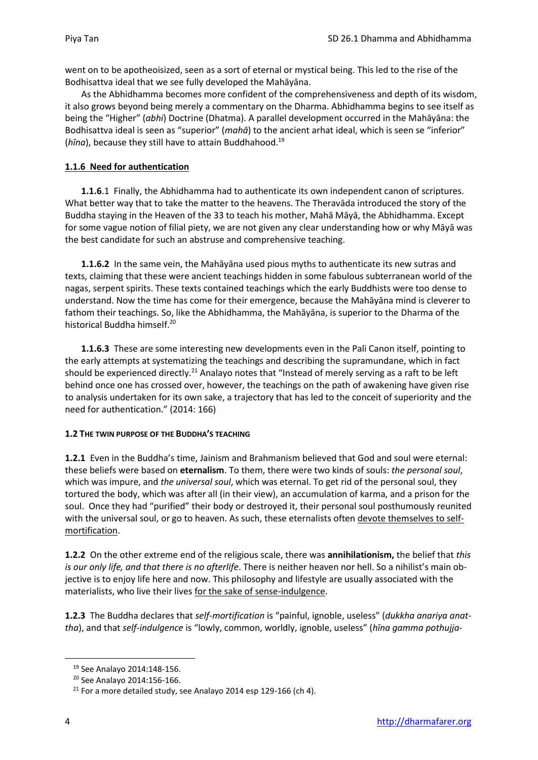went on to be apotheoisized, seen as a sort of eternal or mystical being. This led to the rise of the Bodhisattva ideal that we see fully developed the Mahāyāna.

As the Abhidhamma becomes more confident of the comprehensiveness and depth of its wisdom, it also grows beyond being merely a commentary on the Dharma. Abhidhamma begins to see itself as being the "Higher" (*abhi*) Doctrine (Dhatma). A parallel development occurred in the Mahāyāna: the Bodhisattva ideal is seen as "superior" (*mahā*) to the ancient arhat ideal, which is seen se "inferior" (*hīna*), because they still have to attain Buddhahood.[19]

#### 1.1.6 Need for authentication

**1.1.6**.1 Finally, the Abhidhamma had to authenticate its own independent canon of scriptures. What better way that to take the matter to the heavens. The Theravāda introduced the story of the Buddha staying in the Heaven of the 33 to teach his mother, Mahā Māyā, the Abhidhamma. Except for some vague notion of filial piety, we are not given any clear understanding how or why Māyā was the best candidate for such an abstruse and comprehensive teaching.

**1.1.6.2** In the same vein, the Mahāyāna used pious myths to authenticate its new sutras and texts, claiming that these were ancient teachings hidden in some fabulous subterranean world of the nagas, serpent spirits. These texts contained teachings which the early Buddhists were too dense to understand. Now the time has come for their emergence, however, because the Mahāyāna mind is cleverer to fathom their teachings. So, like the Abhidhamma, the Mahāyāna, is superior to the Dharma of the historical Buddha himself.[20]

**1.1.6.3** These are some interesting new developments even in the Pali Canon itself, pointing to the early attempts at systematizing the teachings and describing the supramundane, which in fact should be experienced directly.[21] Analayo notes that "Instead of merely serving as a raft to be left behind once one has crossed over, however, the teachings on the path of awakening have given rise to analysis undertaken for its own sake, a trajectory that has led to the conceit of superiority and the need for authentication." (2014: 166)

### 1.2 THE TWIN PURPOSE OF THE BUDDHA'S TEACHING

**1.2.1** Even in the Buddha's time, Jainism and Brahmanism believed that God and soul were eternal: these beliefs were based on **eternalism**. To them, there were two kinds of souls: *the personal soul*, which was impure, and *the universal soul*, which was eternal. To get rid of the personal soul, they tortured the body, which was after all (in their view), an accumulation of karma, and a prison for the soul. Once they had "purified" their body or destroyed it, their personal soul posthumously reunited with the universal soul, or go to heaven. As such, these eternalists often <u>devote themselves to self-mortification</u>.

**1.2.2** On the other extreme end of the religious scale, there was **annihilationism,** the belief that *this is our only life, and that there is no afterlife*. There is neither heaven nor hell. So a nihilist's main objective is to enjoy life here and now. This philosophy and lifestyle are usually associated with the materialists, who live their lives <u>for the sake of sense-indulgence</u>.

**1.2.3** The Buddha declares that *self-mortification* is "painful, ignoble, useless" (*dukkha anariya anattha*), and that *self-indulgence* is "lowly, common, worldly, ignoble, useless" (*hīna gamma pothujja-*

---

[19] See Analayo 2014:148-156.

[20] See Analayo 2014:156-166.

[21] For a more detailed study, see Analayo 2014 esp 129-166 (ch 4).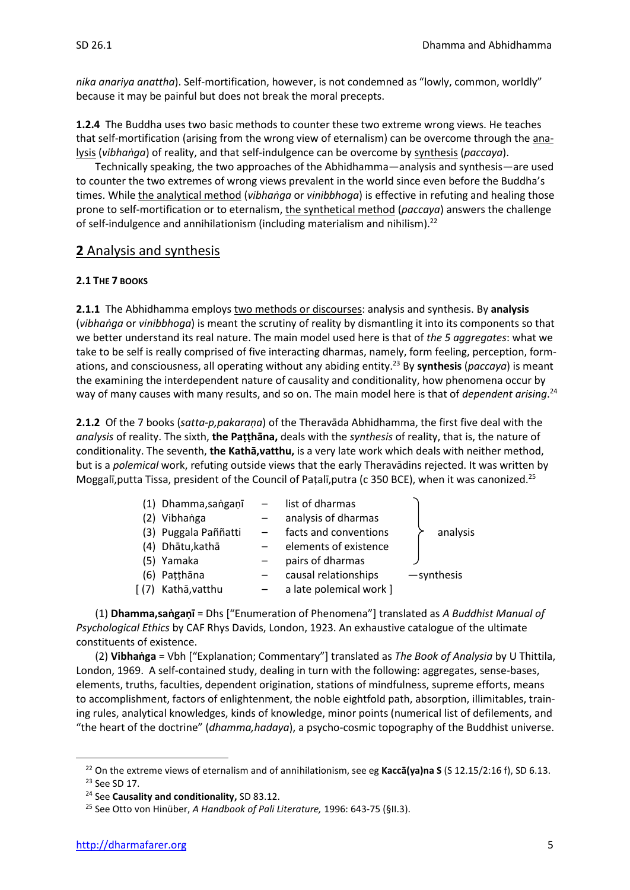*nika anariya anattha*). Self-mortification, however, is not condemned as "lowly, common, worldly" because it may be painful but does not break the moral precepts.

**1.2.4** The Buddha uses two basic methods to counter these two extreme wrong views. He teaches that self-mortification (arising from the wrong view of eternalism) can be overcome through the analysis (*vibhaṅga*) of reality, and that self-indulgence can be overcome by synthesis (*paccaya*).

Technically speaking, the two approaches of the Abhidhamma—analysis and synthesis—are used to counter the two extremes of wrong views prevalent in the world since even before the Buddha's times. While the analytical method (*vibhaṅga* or *vinibbhoga*) is effective in refuting and healing those prone to self-mortification or to eternalism, the synthetical method (*paccaya*) answers the challenge of self-indulgence and annihilationism (including materialism and nihilism).[22]

## 2 Analysis and synthesis

### 2.1 THE 7 BOOKS

**2.1.1** The Abhidhamma employs two methods or discourses: analysis and synthesis. By **analysis** (*vibhaṅga* or *vinibbhoga*) is meant the scrutiny of reality by dismantling it into its components so that we better understand its real nature. The main model used here is that of *the 5 aggregates*: what we take to be self is really comprised of five interacting dharmas, namely, form feeling, perception, formations, and consciousness, all operating without any abiding entity.[23] By **synthesis** (*paccaya*) is meant the examining the interdependent nature of causality and conditionality, how phenomena occur by way of many causes with many results, and so on. The main model here is that of *dependent arising*.[24]

**2.1.2** Of the 7 books (*satta-p,pakaraṇa*) of the Theravāda Abhidhamma, the first five deal with the *analysis* of reality. The sixth, **the Paṭṭhāna,** deals with the *synthesis* of reality, that is, the nature of conditionality. The seventh, **the Kathā,vatthu,** is a very late work which deals with neither method, but is a *polemical* work, refuting outside views that the early Theravādins rejected. It was written by Moggalī,putta Tissa, president of the Council of Paṭalī,putra (c 350 BCE), when it was canonized.[25]

| Book | | Subject | Method |
|---|---|---|---|
| (1) Dhamma,saṅgaṇī | – | list of dharmas | analysis |
| (2) Vibhaṅga | – | analysis of dharmas | analysis |
| (3) Puggala Paññatti | – | facts and conventions | analysis |
| (4) Dhātu,kathā | – | elements of existence | analysis |
| (5) Yamaka | – | pairs of dharmas | analysis |
| (6) Paṭṭhāna | – | causal relationships | —synthesis |
| [ (7) Kathā,vatthu | – | a late polemical work ] | |

(1) **Dhamma,saṅgaṇī** = Dhs ["Enumeration of Phenomena"] translated as *A Buddhist Manual of Psychological Ethics* by CAF Rhys Davids, London, 1923. An exhaustive catalogue of the ultimate constituents of existence.

(2) **Vibhaṅga** = Vbh ["Explanation; Commentary"] translated as *The Book of Analysis* by U Thittila, London, 1969. A self-contained study, dealing in turn with the following: aggregates, sense-bases, elements, truths, faculties, dependent origination, stations of mindfulness, supreme efforts, means to accomplishment, factors of enlightenment, the noble eightfold path, absorption, illimitables, training rules, analytical knowledges, kinds of knowledge, minor points (numerical list of defilements, and "the heart of the doctrine" (*dhamma,hadaya*), a psycho-cosmic topography of the Buddhist universe.

---

[22] On the extreme views of eternalism and of annihilationism, see eg **Kaccā(ya)na S** (S 12.15/2:16 f), SD 6.13.

[23] See SD 17.

[24] See **Causality and conditionality,** SD 83.12.

[25] See Otto von Hinüber, *A Handbook of Pali Literature,* 1996: 643-75 (§II.3).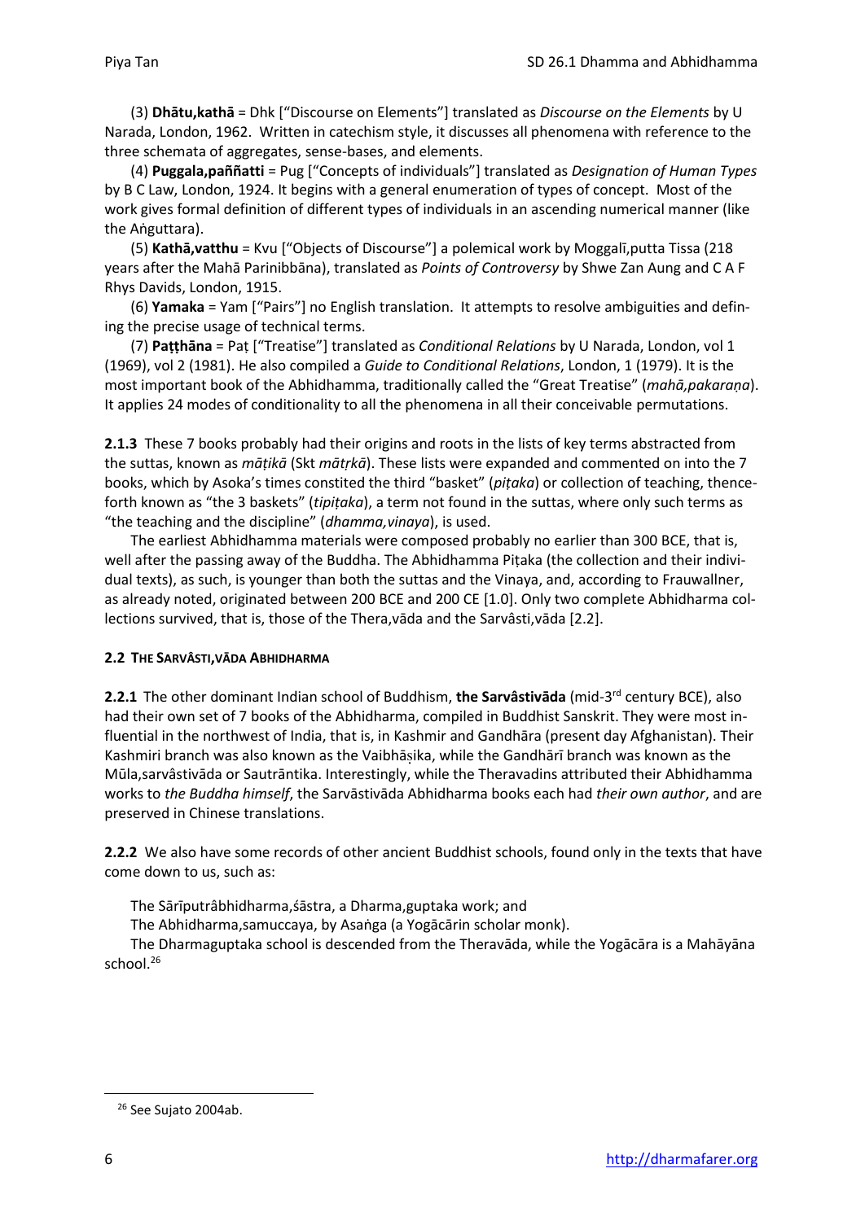(3) **Dhātu,kathā** = Dhk ["Discourse on Elements"] translated as *Discourse on the Elements* by U Narada, London, 1962. Written in catechism style, it discusses all phenomena with reference to the three schemata of aggregates, sense-bases, and elements.

(4) **Puggala,paññatti** = Pug ["Concepts of individuals"] translated as *Designation of Human Types* by B C Law, London, 1924. It begins with a general enumeration of types of concept. Most of the work gives formal definition of different types of individuals in an ascending numerical manner (like the Aṅguttara).

(5) **Kathā,vatthu** = Kvu ["Objects of Discourse"] a polemical work by Moggalī,putta Tissa (218 years after the Mahā Parinibbāna), translated as *Points of Controversy* by Shwe Zan Aung and C A F Rhys Davids, London, 1915.

(6) **Yamaka** = Yam ["Pairs"] no English translation. It attempts to resolve ambiguities and defining the precise usage of technical terms.

(7) **Paṭṭhāna** = Paṭ ["Treatise"] translated as *Conditional Relations* by U Narada, London, vol 1 (1969), vol 2 (1981). He also compiled a *Guide to Conditional Relations*, London, 1 (1979). It is the most important book of the Abhidhamma, traditionally called the "Great Treatise" (*mahā,pakaraṇa*). It applies 24 modes of conditionality to all the phenomena in all their conceivable permutations.

**2.1.3** These 7 books probably had their origins and roots in the lists of key terms abstracted from the suttas, known as *māṭikā* (Skt *mātṛkā*). These lists were expanded and commented on into the 7 books, which by Asoka's times constited the third "basket" (*piṭaka*) or collection of teaching, thenceforth known as "the 3 baskets" (*tipiṭaka*), a term not found in the suttas, where only such terms as "the teaching and the discipline" (*dhamma,vinaya*), is used.

The earliest Abhidhamma materials were composed probably no earlier than 300 BCE, that is, well after the passing away of the Buddha. The Abhidhamma Piṭaka (the collection and their individual texts), as such, is younger than both the suttas and the Vinaya, and, according to Frauwallner, as already noted, originated between 200 BCE and 200 CE [1.0]. Only two complete Abhidharma collections survived, that is, those of the Thera,vāda and the Sarvâsti,vāda [2.2].

#### 2.2 THE SARVÂSTI,VĀDA ABHIDHARMA

**2.2.1** The other dominant Indian school of Buddhism, **the Sarvâstivāda** (mid-3rd century BCE), also had their own set of 7 books of the Abhidharma, compiled in Buddhist Sanskrit. They were most influential in the northwest of India, that is, in Kashmir and Gandhāra (present day Afghanistan). Their Kashmiri branch was also known as the Vaibhāṣika, while the Gandhārī branch was known as the Mūla,sarvâstivāda or Sautrāntika. Interestingly, while the Theravadins attributed their Abhidhamma works to *the Buddha himself*, the Sarvāstivāda Abhidharma books each had *their own author*, and are preserved in Chinese translations.

**2.2.2** We also have some records of other ancient Buddhist schools, found only in the texts that have come down to us, such as:

The Sārīputrâbhidharma,śāstra, a Dharma,guptaka work; and
The Abhidharma,samuccaya, by Asaṅga (a Yogācārin scholar monk).

The Dharmaguptaka school is descended from the Theravāda, while the Yogācāra is a Mahāyāna school.[26]

---

[26] See Sujato 2004ab.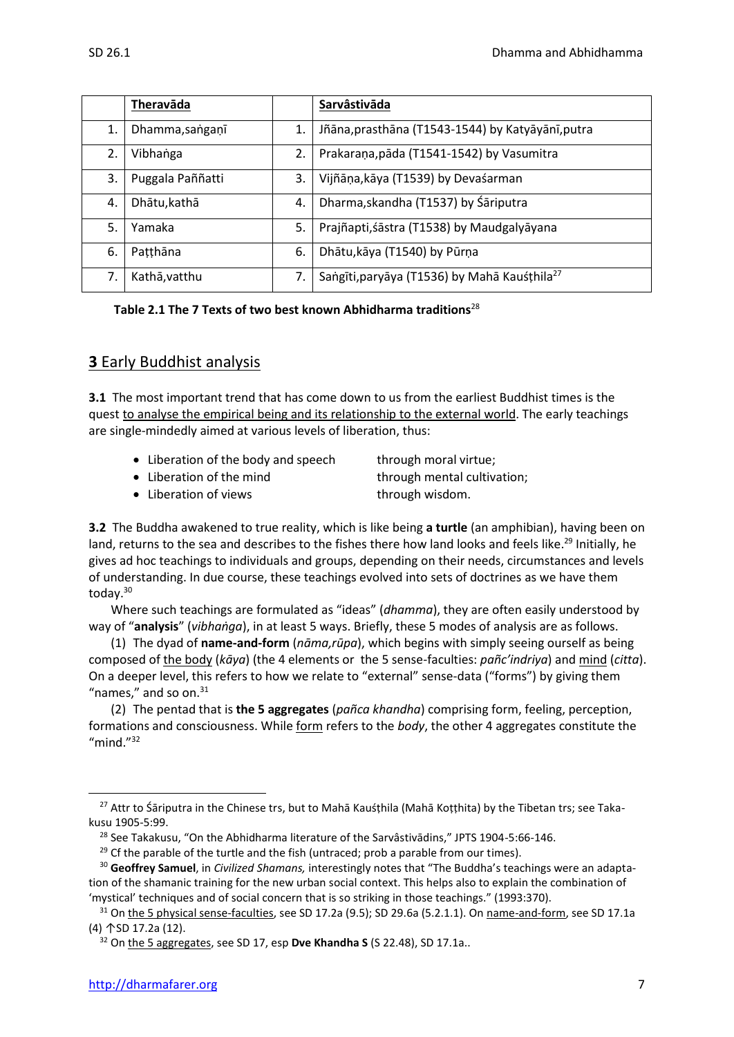|  | Theravāda |  | Sarvâstivāda |
|---|---|---|---|
| 1. | Dhamma,saṅgaṇī | 1. | Jñāna,prasthāna (T1543-1544) by Katyāyānī,putra |
| 2. | Vibhaṅga | 2. | Prakaraṇa,pāda (T1541-1542) by Vasumitra |
| 3. | Puggala Paññatti | 3. | Vijñāṇa,kāya (T1539) by Devaśarman |
| 4. | Dhātu,kathā | 4. | Dharma,skandha (T1537) by Śāriputra |
| 5. | Yamaka | 5. | Prajñapti,śāstra (T1538) by Maudgalyāyana |
| 6. | Paṭṭhāna | 6. | Dhātu,kāya (T1540) by Pūrṇa |
| 7. | Kathā,vatthu | 7. | Saṅgīti,paryāya (T1536) by Mahā Kauśṭhila[27] |

**Table 2.1 The 7 Texts of two best known Abhidharma traditions**[28]

## **3** Early Buddhist analysis

**3.1** The most important trend that has come down to us from the earliest Buddhist times is the quest to analyse the empirical being and its relationship to the external world. The early teachings are single-mindedly aimed at various levels of liberation, thus:

- Liberation of the body and speech — through moral virtue;
- Liberation of the mind — through mental cultivation;
- Liberation of views — through wisdom.

**3.2** The Buddha awakened to true reality, which is like being **a turtle** (an amphibian), having been on land, returns to the sea and describes to the fishes there how land looks and feels like.[29] Initially, he gives ad hoc teachings to individuals and groups, depending on their needs, circumstances and levels of understanding. In due course, these teachings evolved into sets of doctrines as we have them today.[30]

Where such teachings are formulated as "ideas" (*dhamma*), they are often easily understood by way of "**analysis**" (*vibhaṅga*), in at least 5 ways. Briefly, these 5 modes of analysis are as follows.

(1) The dyad of **name-and-form** (*nāma,rūpa*), which begins with simply seeing ourself as being composed of the body (*kāya*) (the 4 elements or the 5 sense-faculties: *pañc'indriya*) and mind (*citta*). On a deeper level, this refers to how we relate to "external" sense-data ("forms") by giving them "names," and so on.[31]

(2) The pentad that is **the 5 aggregates** (*pañca khandha*) comprising form, feeling, perception, formations and consciousness. While form refers to the *body*, the other 4 aggregates constitute the "mind."[32]

---

[27] Attr to Śāriputra in the Chinese trs, but to Mahā Kauśṭhila (Mahā Koṭṭhita) by the Tibetan trs; see Takakusu 1905-5:99.

[28] See Takakusu, "On the Abhidharma literature of the Sarvâstivādins," JPTS 1904-5:66-146.

[29] Cf the parable of the turtle and the fish (untraced; prob a parable from our times).

[30] **Geoffrey Samuel**, in *Civilized Shamans,* interestingly notes that "The Buddha's teachings were an adaptation of the shamanic training for the new urban social context. This helps also to explain the combination of 'mystical' techniques and of social concern that is so striking in those teachings." (1993:370).

[31] On the 5 physical sense-faculties, see SD 17.2a (9.5); SD 29.6a (5.2.1.1). On name-and-form, see SD 17.1a (4) ↑SD 17.2a (12).

[32] On the 5 aggregates, see SD 17, esp **Dve Khandha S** (S 22.48), SD 17.1a..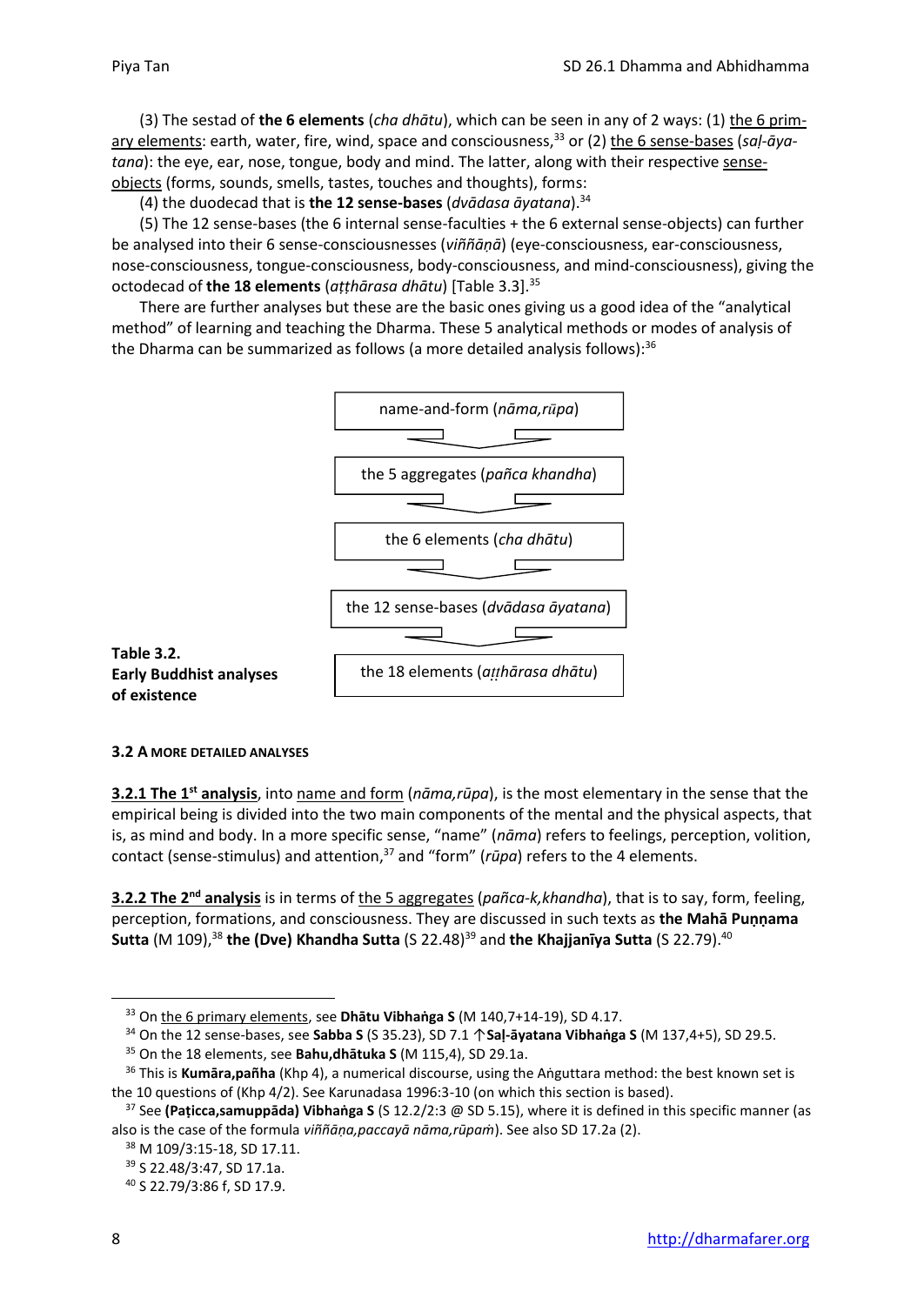(3) The sestad of **the 6 elements** (*cha dhātu*), which can be seen in any of 2 ways: (1) the 6 primary elements: earth, water, fire, wind, space and consciousness,[33] or (2) the 6 sense-bases (*saḷ-āyatana*): the eye, ear, nose, tongue, body and mind. The latter, along with their respective sense-objects (forms, sounds, smells, tastes, touches and thoughts), forms:

(4) the duodecad that is **the 12 sense-bases** (*dvādasa āyatana*).[34]

(5) The 12 sense-bases (the 6 internal sense-faculties + the 6 external sense-objects) can further be analysed into their 6 sense-consciousnesses (*viññāṇā*) (eye-consciousness, ear-consciousness, nose-consciousness, tongue-consciousness, body-consciousness, and mind-consciousness), giving the octodecad of **the 18 elements** (*aṭṭhārasa dhātu*) [Table 3.3].[35]

There are further analyses but these are the basic ones giving us a good idea of the "analytical method" of learning and teaching the Dharma. These 5 analytical methods or modes of analysis of the Dharma can be summarized as follows (a more detailed analysis follows):[36]

| |
|---|
| name-and-form (*nāma,rūpa*) |
| ↓ |
| the 5 aggregates (*pañca khandha*) |
| ↓ |
| the 6 elements (*cha dhātu*) |
| ↓ |
| the 12 sense-bases (*dvādasa āyatana*) |
| ↓ |
| the 18 elements (*aṭṭhārasa dhātu*) |

**Table 3.2. Early Buddhist analyses of existence**

### 3.2 A MORE DETAILED ANALYSES

**3.2.1 The 1st analysis**, into name and form (*nāma,rūpa*), is the most elementary in the sense that the empirical being is divided into the two main components of the mental and the physical aspects, that is, as mind and body. In a more specific sense, "name" (*nāma*) refers to feelings, perception, volition, contact (sense-stimulus) and attention,[37] and "form" (*rūpa*) refers to the 4 elements.

**3.2.2 The 2nd analysis** is in terms of the 5 aggregates (*pañca-k,khandha*), that is to say, form, feeling, perception, formations, and consciousness. They are discussed in such texts as **the Mahā Puṇṇama Sutta** (M 109),[38] **the (Dve) Khandha Sutta** (S 22.48)[39] and **the Khajjanīya Sutta** (S 22.79).[40]

---

[33] On the 6 primary elements, see **Dhātu Vibhaṅga S** (M 140,7+14-19), SD 4.17.

[34] On the 12 sense-bases, see **Sabba S** (S 35.23), SD 7.1 ↑**Saḷ-āyatana Vibhaṅga S** (M 137,4+5), SD 29.5.

[35] On the 18 elements, see **Bahu,dhātuka S** (M 115,4), SD 29.1a.

[36] This is **Kumāra,pañha** (Khp 4), a numerical discourse, using the Aṅguttara method: the best known set is the 10 questions of (Khp 4/2). See Karunadasa 1996:3-10 (on which this section is based).

[37] See **(Paṭicca,samuppāda) Vibhaṅga S** (S 12.2/2:3 @ SD 5.15), where it is defined in this specific manner (as also is the case of the formula *viññāṇa,paccayā nāma,rūpaṁ*). See also SD 17.2a (2).

[38] M 109/3:15-18, SD 17.11.

[39] S 22.48/3:47, SD 17.1a.

[40] S 22.79/3:86 f, SD 17.9.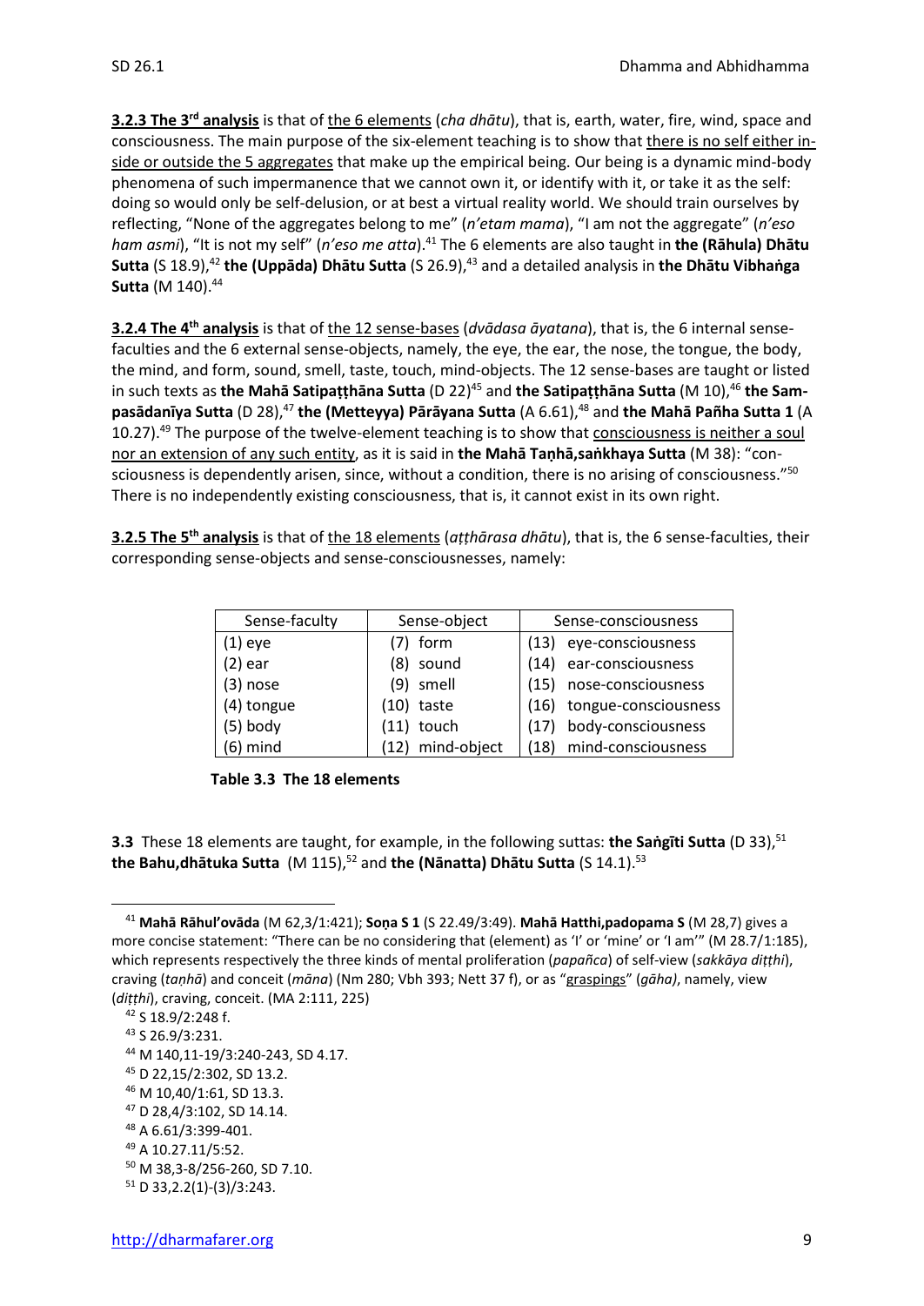**3.2.3 The 3rd analysis** is that of the 6 elements (*cha dhātu*), that is, earth, water, fire, wind, space and consciousness. The main purpose of the six-element teaching is to show that there is no self either inside or outside the 5 aggregates that make up the empirical being. Our being is a dynamic mind-body phenomena of such impermanence that we cannot own it, or identify with it, or take it as the self: doing so would only be self-delusion, or at best a virtual reality world. We should train ourselves by reflecting, "None of the aggregates belong to me" (*n'etam mama*), "I am not the aggregate" (*n'eso ham asmi*), "It is not my self" (*n'eso me atta*).[41] The 6 elements are also taught in **the (Rāhula) Dhātu Sutta** (S 18.9),[42] **the (Uppāda) Dhātu Sutta** (S 26.9),[43] and a detailed analysis in **the Dhātu Vibhaṅga Sutta** (M 140).[44]

**3.2.4 The 4th analysis** is that of the 12 sense-bases (*dvādasa āyatana*), that is, the 6 internal sense-faculties and the 6 external sense-objects, namely, the eye, the ear, the nose, the tongue, the body, the mind, and form, sound, smell, taste, touch, mind-objects. The 12 sense-bases are taught or listed in such texts as **the Mahā Satipaṭṭhāna Sutta** (D 22)[45] and **the Satipaṭṭhāna Sutta** (M 10),[46] **the Sampasādanīya Sutta** (D 28),[47] **the (Metteyya) Pārāyana Sutta** (A 6.61),[48] and **the Mahā Pañha Sutta 1** (A 10.27).[49] The purpose of the twelve-element teaching is to show that consciousness is neither a soul nor an extension of any such entity, as it is said in **the Mahā Taṇhā,saṅkhaya Sutta** (M 38): "consciousness is dependently arisen, since, without a condition, there is no arising of consciousness."[50] There is no independently existing consciousness, that is, it cannot exist in its own right.

**3.2.5 The 5th analysis** is that of the 18 elements (*aṭṭhārasa dhātu*), that is, the 6 sense-faculties, their corresponding sense-objects and sense-consciousnesses, namely:

| Sense-faculty | Sense-object | Sense-consciousness |
|---|---|---|
| (1) eye | (7) form | (13) eye-consciousness |
| (2) ear | (8) sound | (14) ear-consciousness |
| (3) nose | (9) smell | (15) nose-consciousness |
| (4) tongue | (10) taste | (16) tongue-consciousness |
| (5) body | (11) touch | (17) body-consciousness |
| (6) mind | (12) mind-object | (18) mind-consciousness |

**Table 3.3 The 18 elements**

**3.3** These 18 elements are taught, for example, in the following suttas: **the Saṅgīti Sutta** (D 33),[51] **the Bahu,dhātuka Sutta** (M 115),[52] and **the (Nānatta) Dhātu Sutta** (S 14.1).[53]

---

[41] **Mahā Rāhul'ovāda** (M 62,3/1:421); **Soṇa S 1** (S 22.49/3:49). **Mahā Hatthi,padopama S** (M 28,7) gives a more concise statement: "There can be no considering that (element) as 'I' or 'mine' or 'I am'" (M 28.7/1:185), which represents respectively the three kinds of mental proliferation (*papañca*) of self-view (*sakkāya diṭṭhi*), craving (*taṇhā*) and conceit (*māna*) (Nm 280; Vbh 393; Nett 37 f), or as "graspings" (*gāha)*, namely, view (*diṭṭhi*), craving, conceit. (MA 2:111, 225)

[42] S 18.9/2:248 f.

[43] S 26.9/3:231.

[44] M 140,11-19/3:240-243, SD 4.17.

[45] D 22,15/2:302, SD 13.2.

[46] M 10,40/1:61, SD 13.3.

[47] D 28,4/3:102, SD 14.14.

[48] A 6.61/3:399-401.

[49] A 10.27.11/5:52.

[50] M 38,3-8/256-260, SD 7.10.

[51] D 33,2.2(1)-(3)/3:243.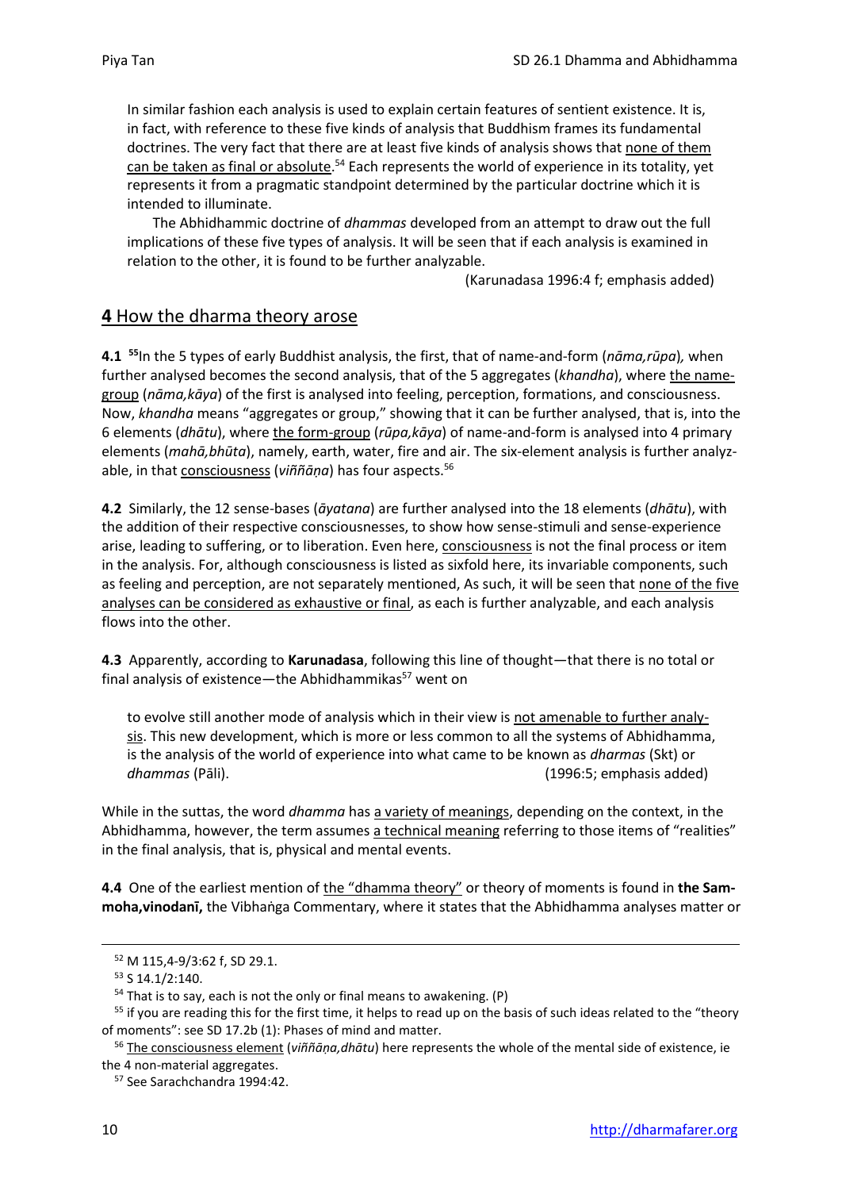In similar fashion each analysis is used to explain certain features of sentient existence. It is, in fact, with reference to these five kinds of analysis that Buddhism frames its fundamental doctrines. The very fact that there are at least five kinds of analysis shows that <u>none of them can be taken as final or absolute</u>.[54] Each represents the world of experience in its totality, yet represents it from a pragmatic standpoint determined by the particular doctrine which it is intended to illuminate.

> The Abhidhammic doctrine of *dhammas* developed from an attempt to draw out the full implications of these five types of analysis. It will be seen that if each analysis is examined in relation to the other, it is found to be further analyzable.
>
> (Karunadasa 1996:4 f; emphasis added)

## **4** How the dharma theory arose

**4.1** [55]In the 5 types of early Buddhist analysis, the first, that of name-and-form (*nāma,rūpa*)*,* when further analysed becomes the second analysis, that of the 5 aggregates (*khandha*), where <u>the name-group</u> (*nāma,kāya*) of the first is analysed into feeling, perception, formations, and consciousness. Now, *khandha* means "aggregates or group," showing that it can be further analysed, that is, into the 6 elements (*dhātu*), where <u>the form-group</u> (*rūpa,kāya*) of name-and-form is analysed into 4 primary elements (*mahā,bhūta*), namely, earth, water, fire and air. The six-element analysis is further analyzable, in that <u>consciousness</u> (*viññāṇa*) has four aspects.[56]

**4.2** Similarly, the 12 sense-bases (*āyatana*) are further analysed into the 18 elements (*dhātu*), with the addition of their respective consciousnesses, to show how sense-stimuli and sense-experience arise, leading to suffering, or to liberation. Even here, <u>consciousness</u> is not the final process or item in the analysis. For, although consciousness is listed as sixfold here, its invariable components, such as feeling and perception, are not separately mentioned, As such, it will be seen that <u>none of the five analyses can be considered as exhaustive or final</u>, as each is further analyzable, and each analysis flows into the other.

**4.3** Apparently, according to **Karunadasa**, following this line of thought—that there is no total or final analysis of existence—the Abhidhammikas[57] went on

> to evolve still another mode of analysis which in their view is <u>not amenable to further analysis</u>. This new development, which is more or less common to all the systems of Abhidhamma, is the analysis of the world of experience into what came to be known as *dharmas* (Skt) or *dhammas* (Pāli). (1996:5; emphasis added)

While in the suttas, the word *dhamma* has <u>a variety of meanings</u>, depending on the context, in the Abhidhamma, however, the term assumes <u>a technical meaning</u> referring to those items of "realities" in the final analysis, that is, physical and mental events.

**4.4** One of the earliest mention of <u>the "dhamma theory"</u> or theory of moments is found in **the Sammoha,vinodanī,** the Vibhaṅga Commentary, where it states that the Abhidhamma analyses matter or

---

[52] M 115,4-9/3:62 f, SD 29.1.

[53] S 14.1/2:140.

[54] That is to say, each is not the only or final means to awakening. (P)

[55] if you are reading this for the first time, it helps to read up on the basis of such ideas related to the "theory of moments": see SD 17.2b (1): Phases of mind and matter.

[56] <u>The consciousness element</u> (*viññāṇa,dhātu*) here represents the whole of the mental side of existence, ie the 4 non-material aggregates.

[57] See Sarachchandra 1994:42.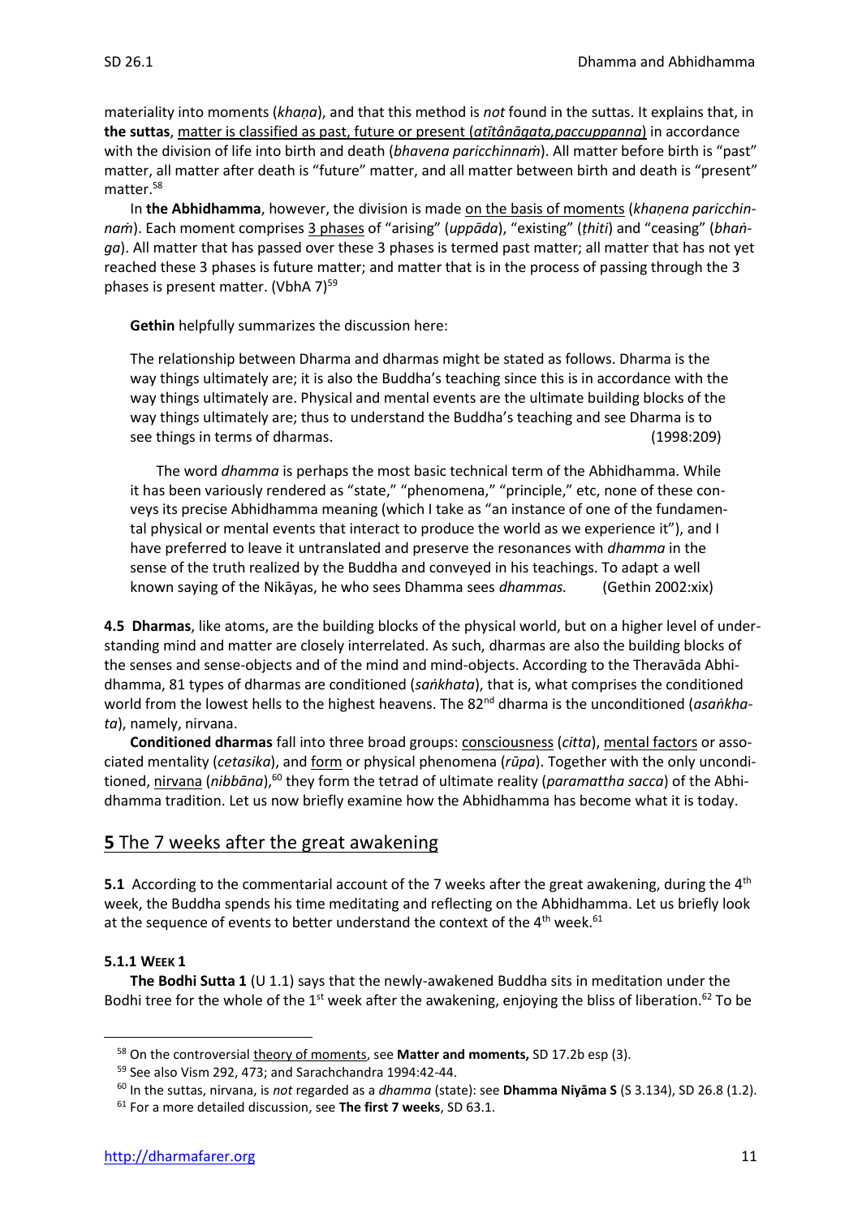materiality into moments (*khaṇa*), and that this method is *not* found in the suttas. It explains that, in **the suttas**, matter is classified as past, future or present (*atītânāgata,paccuppanna*) in accordance with the division of life into birth and death (*bhavena paricchinnaṁ*). All matter before birth is "past" matter, all matter after death is "future" matter, and all matter between birth and death is "present" matter.[58]

In **the Abhidhamma**, however, the division is made on the basis of moments (*khaṇena paricchinnaṁ*). Each moment comprises 3 phases of "arising" (*uppāda*), "existing" (*ṭhiti*) and "ceasing" (*bhaṅga*). All matter that has passed over these 3 phases is termed past matter; all matter that has not yet reached these 3 phases is future matter; and matter that is in the process of passing through the 3 phases is present matter. (VbhA 7)[59]

**Gethin** helpfully summarizes the discussion here:

> The relationship between Dharma and dharmas might be stated as follows. Dharma is the way things ultimately are; it is also the Buddha's teaching since this is in accordance with the way things ultimately are. Physical and mental events are the ultimate building blocks of the way things ultimately are; thus to understand the Buddha's teaching and see Dharma is to see things in terms of dharmas. (1998:209)
>
> The word *dhamma* is perhaps the most basic technical term of the Abhidhamma. While it has been variously rendered as "state," "phenomena," "principle," etc, none of these conveys its precise Abhidhamma meaning (which I take as "an instance of one of the fundamental physical or mental events that interact to produce the world as we experience it"), and I have preferred to leave it untranslated and preserve the resonances with *dhamma* in the sense of the truth realized by the Buddha and conveyed in his teachings. To adapt a well known saying of the Nikāyas, he who sees Dhamma sees *dhammas.* (Gethin 2002:xix)

**4.5 Dharmas**, like atoms, are the building blocks of the physical world, but on a higher level of understanding mind and matter are closely interrelated. As such, dharmas are also the building blocks of the senses and sense-objects and of the mind and mind-objects. According to the Theravāda Abhidhamma, 81 types of dharmas are conditioned (*saṅkhata*), that is, what comprises the conditioned world from the lowest hells to the highest heavens. The 82nd dharma is the unconditioned (*asaṅkhata*), namely, nirvana.

**Conditioned dharmas** fall into three broad groups: consciousness (*citta*), mental factors or associated mentality (*cetasika*), and form or physical phenomena (*rūpa*). Together with the only unconditioned, nirvana (*nibbāna*),[60] they form the tetrad of ultimate reality (*paramattha sacca*) of the Abhidhamma tradition. Let us now briefly examine how the Abhidhamma has become what it is today.

## **5** The 7 weeks after the great awakening

**5.1** According to the commentarial account of the 7 weeks after the great awakening, during the 4th week, the Buddha spends his time meditating and reflecting on the Abhidhamma. Let us briefly look at the sequence of events to better understand the context of the 4th week.[61]

#### **5.1.1 WEEK 1**

**The Bodhi Sutta 1** (U 1.1) says that the newly-awakened Buddha sits in meditation under the Bodhi tree for the whole of the 1st week after the awakening, enjoying the bliss of liberation.[62] To be

---

[58] On the controversial theory of moments, see **Matter and moments,** SD 17.2b esp (3).

[59] See also Vism 292, 473; and Sarachchandra 1994:42-44.

[60] In the suttas, nirvana, is *not* regarded as a *dhamma* (state): see **Dhamma Niyāma S** (S 3.134), SD 26.8 (1.2).

[61] For a more detailed discussion, see **The first 7 weeks**, SD 63.1.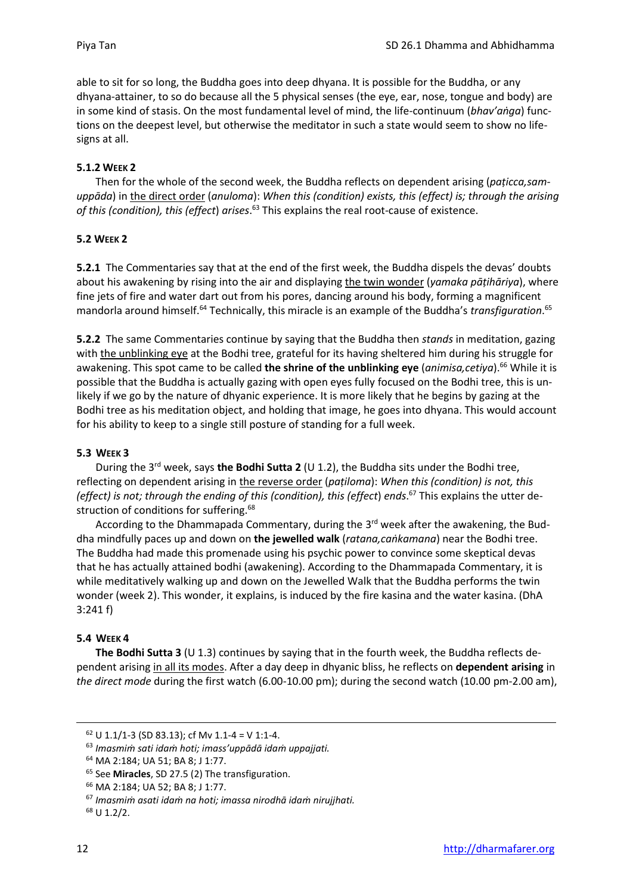able to sit for so long, the Buddha goes into deep dhyana. It is possible for the Buddha, or any dhyana-attainer, to so do because all the 5 physical senses (the eye, ear, nose, tongue and body) are in some kind of stasis. On the most fundamental level of mind, the life-continuum (*bhav'aṅga*) functions on the deepest level, but otherwise the meditator in such a state would seem to show no life-signs at all.

#### 5.1.2 WEEK 2

Then for the whole of the second week, the Buddha reflects on dependent arising (*paṭicca,samuppāda*) in the direct order (*anuloma*): *When this (condition) exists, this (effect) is; through the arising of this (condition), this (effect) arises*.[63] This explains the real root-cause of existence.

### 5.2 WEEK 2

**5.2.1** The Commentaries say that at the end of the first week, the Buddha dispels the devas' doubts about his awakening by rising into the air and displaying the twin wonder (*yamaka pāṭihāriya*), where fine jets of fire and water dart out from his pores, dancing around his body, forming a magnificent mandorla around himself.[64] Technically, this miracle is an example of the Buddha's *transfiguration*.[65]

**5.2.2** The same Commentaries continue by saying that the Buddha then *stands* in meditation, gazing with the unblinking eye at the Bodhi tree, grateful for its having sheltered him during his struggle for awakening. This spot came to be called **the shrine of the unblinking eye** (*animisa,cetiya*).[66] While it is possible that the Buddha is actually gazing with open eyes fully focused on the Bodhi tree, this is unlikely if we go by the nature of dhyanic experience. It is more likely that he begins by gazing at the Bodhi tree as his meditation object, and holding that image, he goes into dhyana. This would account for his ability to keep to a single still posture of standing for a full week.

### 5.3 WEEK 3

During the 3rd week, says **the Bodhi Sutta 2** (U 1.2), the Buddha sits under the Bodhi tree, reflecting on dependent arising in the reverse order (*paṭiloma*): *When this (condition) is not, this (effect) is not; through the ending of this (condition), this (effect) ends*.[67] This explains the utter destruction of conditions for suffering.[68]

According to the Dhammapada Commentary, during the 3rd week after the awakening, the Buddha mindfully paces up and down on **the jewelled walk** (*ratana,caṅkamana*) near the Bodhi tree. The Buddha had made this promenade using his psychic power to convince some skeptical devas that he has actually attained bodhi (awakening). According to the Dhammapada Commentary, it is while meditatively walking up and down on the Jewelled Walk that the Buddha performs the twin wonder (week 2). This wonder, it explains, is induced by the fire kasina and the water kasina. (DhA 3:241 f)

### 5.4 WEEK 4

**The Bodhi Sutta 3** (U 1.3) continues by saying that in the fourth week, the Buddha reflects dependent arising in all its modes. After a day deep in dhyanic bliss, he reflects on **dependent arising** in *the direct mode* during the first watch (6.00-10.00 pm); during the second watch (10.00 pm-2.00 am),

---

[62] U 1.1/1-3 (SD 83.13); cf Mv 1.1-4 = V 1:1-4.

[63] *Imasmiṁ sati idaṁ hoti; imass'uppādā idaṁ uppajjati.*

[64] MA 2:184; UA 51; BA 8; J 1:77.

[65] See **Miracles**, SD 27.5 (2) The transfiguration.

[66] MA 2:184; UA 52; BA 8; J 1:77.

[67] *Imasmiṁ asati idaṁ na hoti; imassa nirodhā idaṁ nirujjhati.*

[68] U 1.2/2.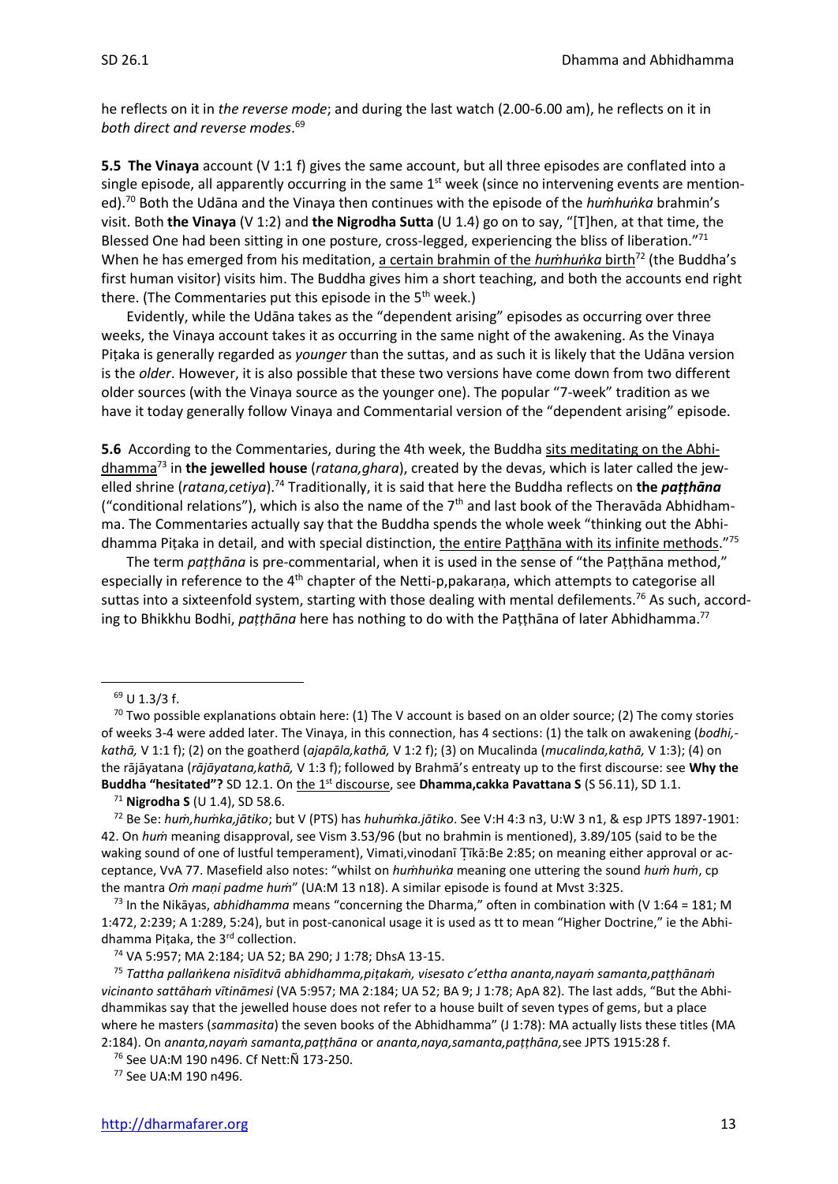he reflects on it in *the reverse mode*; and during the last watch (2.00-6.00 am), he reflects on it in *both direct and reverse modes*.[69]

**5.5 The Vinaya** account (V 1:1 f) gives the same account, but all three episodes are conflated into a single episode, all apparently occurring in the same 1st week (since no intervening events are mentioned).[70] Both the Udāna and the Vinaya then continues with the episode of the *huṁhuṅka* brahmin's visit. Both **the Vinaya** (V 1:2) and **the Nigrodha Sutta** (U 1.4) go on to say, "[T]hen, at that time, the Blessed One had been sitting in one posture, cross-legged, experiencing the bliss of liberation."[71] When he has emerged from his meditation, a certain brahmin of the *huṁhuṅka* birth[72] (the Buddha's first human visitor) visits him. The Buddha gives him a short teaching, and both the accounts end right there. (The Commentaries put this episode in the 5th week.)

Evidently, while the Udāna takes as the "dependent arising" episodes as occurring over three weeks, the Vinaya account takes it as occurring in the same night of the awakening. As the Vinaya Piṭaka is generally regarded as *younger* than the suttas, and as such it is likely that the Udāna version is the *older*. However, it is also possible that these two versions have come down from two different older sources (with the Vinaya source as the younger one). The popular "7-week" tradition as we have it today generally follow Vinaya and Commentarial version of the "dependent arising" episode.

**5.6** According to the Commentaries, during the 4th week, the Buddha sits meditating on the Abhidhamma[73] in **the jewelled house** (*ratana,ghara*), created by the devas, which is later called the jewelled shrine (*ratana,cetiya*).[74] Traditionally, it is said that here the Buddha reflects on **the *paṭṭhāna*** ("conditional relations"), which is also the name of the 7th and last book of the Theravāda Abhidhamma. The Commentaries actually say that the Buddha spends the whole week "thinking out the Abhidhamma Piṭaka in detail, and with special distinction, the entire Paṭṭhāna with its infinite methods."[75]

The term *paṭṭhāna* is pre-commentarial, when it is used in the sense of "the Paṭṭhāna method," especially in reference to the 4th chapter of the Netti-p,pakaraṇa, which attempts to categorise all suttas into a sixteenfold system, starting with those dealing with mental defilements.[76] As such, according to Bhikkhu Bodhi, *paṭṭhāna* here has nothing to do with the Paṭṭhāna of later Abhidhamma.[77]

---

[69] U 1.3/3 f.

[70] Two possible explanations obtain here: (1) The V account is based on an older source; (2) The comy stories of weeks 3-4 were added later. The Vinaya, in this connection, has 4 sections: (1) the talk on awakening (*bodhi,kathā,* V 1:1 f); (2) on the goatherd (*ajapāla,kathā,* V 1:2 f); (3) on Mucalinda (*mucalinda,kathā,* V 1:3); (4) on the rājāyatana (*rājāyatana,kathā,* V 1:3 f); followed by Brahmā's entreaty up to the first discourse: see **Why the Buddha "hesitated"?** SD 12.1. On the 1st discourse, see **Dhamma,cakka Pavattana S** (S 56.11), SD 1.1.

[71] **Nigrodha S** (U 1.4), SD 58.6.

[72] Be Se: *huṁ,huṅka,jātiko*; but V (PTS) has *huhuṁka.jātiko*. See V:H 4:3 n3, U:W 3 n1, & esp JPTS 1897-1901: 42. On *huṁ* meaning disapproval, see Vism 3.53/96 (but no brahmin is mentioned), 3.89/105 (said to be the waking sound of one of lustful temperament), Vimati,vinodanī Ṭīkā:Be 2:85; on meaning either approval or acceptance, VvA 77. Masefield also notes: "whilst on *huṁhuṅka* meaning one uttering the sound *huṁ huṁ*, cp the mantra *Oṁ maṇi padme huṁ*" (UA:M 13 n18). A similar episode is found at Mvst 3:325.

[73] In the Nikāyas, *abhidhamma* means "concerning the Dharma," often in combination with (V 1:64 = 181; M 1:472, 2:239; A 1:289, 5:24), but in post-canonical usage it is used as tt to mean "Higher Doctrine," ie the Abhidhamma Piṭaka, the 3rd collection.

[74] VA 5:957; MA 2:184; UA 52; BA 290; J 1:78; DhsA 13-15.

[75] *Tattha pallaṅkena nisīditvā abhidhamma,piṭakaṁ, visesato c'ettha ananta,nayaṁ samanta,paṭṭhānaṁ vicinanto sattāhaṁ vītināmesi* (VA 5:957; MA 2:184; UA 52; BA 9; J 1:78; ApA 82). The last adds, "But the Abhidhammikas say that the jewelled house does not refer to a house built of seven types of gems, but a place where he masters (*sammasita*) the seven books of the Abhidhamma" (J 1:78): MA actually lists these titles (MA 2:184). On *ananta,nayaṁ samanta,paṭṭhāna* or *ananta,naya,samanta,paṭṭhāna,*see JPTS 1915:28 f.

[76] See UA:M 190 n496. Cf Nett:Ñ 173-250.

[77] See UA:M 190 n496.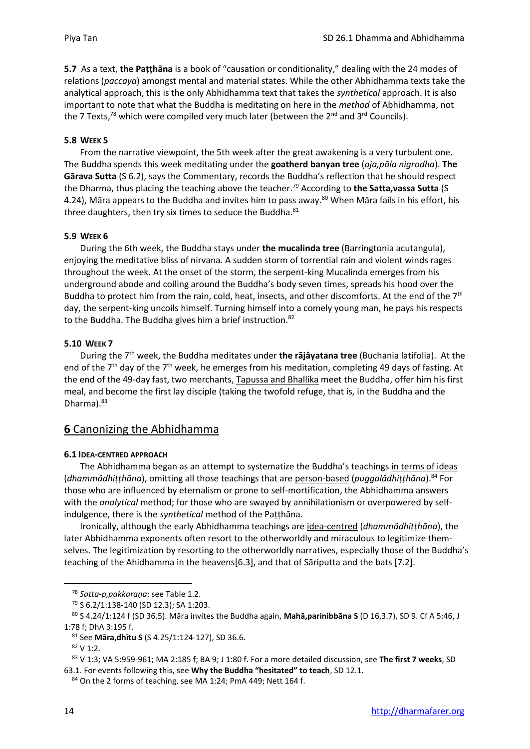**5.7** As a text, **the Paṭṭhāna** is a book of "causation or conditionality," dealing with the 24 modes of relations (*paccaya*) amongst mental and material states. While the other Abhidhamma texts take the analytical approach, this is the only Abhidhamma text that takes the *synthetical* approach. It is also important to note that what the Buddha is meditating on here in the *method* of Abhidhamma, not the 7 Texts,[78] which were compiled very much later (between the 2nd and 3rd Councils).

### 5.8 WEEK 5

From the narrative viewpoint, the 5th week after the great awakening is a very turbulent one. The Buddha spends this week meditating under the **goatherd banyan tree** (*aja,pāla nigrodha*). **The Gārava Sutta** (S 6.2), says the Commentary, records the Buddha's reflection that he should respect the Dharma, thus placing the teaching above the teacher.[79] According to **the Satta,vassa Sutta** (S 4.24), Māra appears to the Buddha and invites him to pass away.[80] When Māra fails in his effort, his three daughters, then try six times to seduce the Buddha.[81]

### 5.9 WEEK 6

During the 6th week, the Buddha stays under **the mucalinda tree** (Barringtonia acutangula), enjoying the meditative bliss of nirvana. A sudden storm of torrential rain and violent winds rages throughout the week. At the onset of the storm, the serpent-king Mucalinda emerges from his underground abode and coiling around the Buddha's body seven times, spreads his hood over the Buddha to protect him from the rain, cold, heat, insects, and other discomforts. At the end of the 7th day, the serpent-king uncoils himself. Turning himself into a comely young man, he pays his respects to the Buddha. The Buddha gives him a brief instruction.[82]

### 5.10 WEEK 7

During the 7th week, the Buddha meditates under **the rājâyatana tree** (Buchania latifolia). At the end of the 7th day of the 7th week, he emerges from his meditation, completing 49 days of fasting. At the end of the 49-day fast, two merchants, Tapussa and Bhallika meet the Buddha, offer him his first meal, and become the first lay disciple (taking the twofold refuge, that is, in the Buddha and the Dharma).[83]

## 6 Canonizing the Abhidhamma

### 6.1 IDEA-CENTRED APPROACH

The Abhidhamma began as an attempt to systematize the Buddha's teachings in terms of ideas (*dhammâdhiṭṭhāna*), omitting all those teachings that are person-based (*puggalâdhiṭṭhāna*).[84] For those who are influenced by eternalism or prone to self-mortification, the Abhidhamma answers with the *analytical* method; for those who are swayed by annihilationism or overpowered by self-indulgence, there is the *synthetical* method of the Paṭṭhāna.

Ironically, although the early Abhidhamma teachings are idea-centred (*dhammâdhiṭṭhāna*), the later Abhidhamma exponents often resort to the otherworldly and miraculous to legitimize themselves. The legitimization by resorting to the otherworldly narratives, especially those of the Buddha's teaching of the Ahidhamma in the heavens[6.3], and that of Sāriputta and the bats [7.2].

---

[78] *Satta-p,pakkaraṇa*: see Table 1.2.

[79] S 6.2/1:138-140 (SD 12.3); SA 1:203.

[80] S 4.24/1:124 f (SD 36.5). Māra invites the Buddha again, **Mahā,parinibbāna S** (D 16,3.7), SD 9. Cf A 5:46, J 1:78 f; DhA 3:195 f.

[81] See **Māra,dhītu S** (S 4.25/1:124-127), SD 36.6.

[82] V 1:2.

[83] V 1:3; VA 5:959-961; MA 2:185 f; BA 9; J 1:80 f. For a more detailed discussion, see **The first 7 weeks**, SD 63.1. For events following this, see **Why the Buddha "hesitated" to teach**, SD 12.1.

[84] On the 2 forms of teaching, see MA 1:24; PmA 449; Nett 164 f.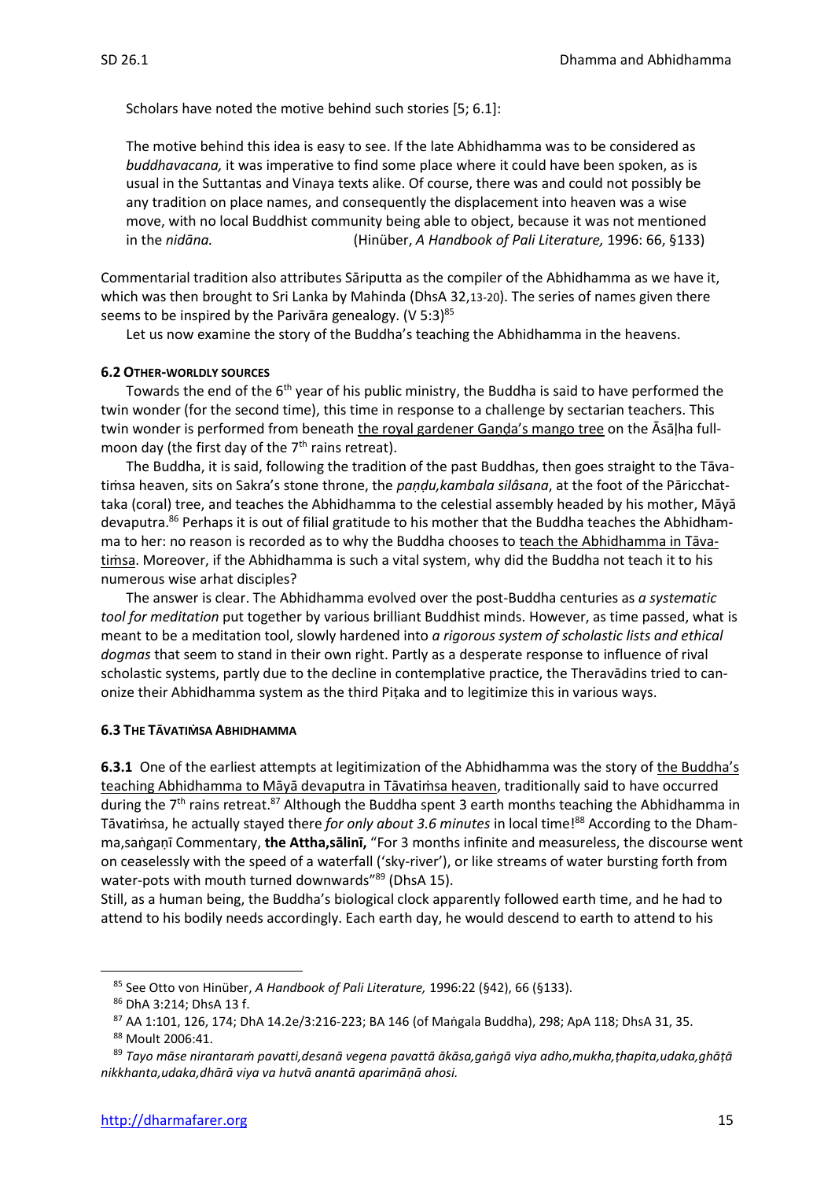Scholars have noted the motive behind such stories [5; 6.1]:

> The motive behind this idea is easy to see. If the late Abhidhamma was to be considered as *buddhavacana,* it was imperative to find some place where it could have been spoken, as is usual in the Suttantas and Vinaya texts alike. Of course, there was and could not possibly be any tradition on place names, and consequently the displacement into heaven was a wise move, with no local Buddhist community being able to object, because it was not mentioned in the *nidāna.* (Hinüber, *A Handbook of Pali Literature,* 1996: 66, §133)

Commentarial tradition also attributes Sāriputta as the compiler of the Abhidhamma as we have it, which was then brought to Sri Lanka by Mahinda (DhsA 32,13-20). The series of names given there seems to be inspired by the Parivāra genealogy. (V 5:3)[85]

Let us now examine the story of the Buddha's teaching the Abhidhamma in the heavens.

#### 6.2 OTHER-WORLDLY SOURCES

Towards the end of the 6th year of his public ministry, the Buddha is said to have performed the twin wonder (for the second time), this time in response to a challenge by sectarian teachers. This twin wonder is performed from beneath the royal gardener Gaṇḍa's mango tree on the Āsāḷha full-moon day (the first day of the 7th rains retreat).

The Buddha, it is said, following the tradition of the past Buddhas, then goes straight to the Tāvatiṁsa heaven, sits on Sakra's stone throne, the *paṇḍu,kambala silâsana*, at the foot of the Pāricchattaka (coral) tree, and teaches the Abhidhamma to the celestial assembly headed by his mother, Māyā devaputra.[86] Perhaps it is out of filial gratitude to his mother that the Buddha teaches the Abhidhamma to her: no reason is recorded as to why the Buddha chooses to teach the Abhidhamma in Tāvatiṁsa. Moreover, if the Abhidhamma is such a vital system, why did the Buddha not teach it to his numerous wise arhat disciples?

The answer is clear. The Abhidhamma evolved over the post-Buddha centuries as *a systematic tool for meditation* put together by various brilliant Buddhist minds. However, as time passed, what is meant to be a meditation tool, slowly hardened into *a rigorous system of scholastic lists and ethical dogmas* that seem to stand in their own right. Partly as a desperate response to influence of rival scholastic systems, partly due to the decline in contemplative practice, the Theravādins tried to canonize their Abhidhamma system as the third Piṭaka and to legitimize this in various ways.

#### 6.3 THE TĀVATIṀSA ABHIDHAMMA

**6.3.1** One of the earliest attempts at legitimization of the Abhidhamma was the story of the Buddha's teaching Abhidhamma to Māyā devaputra in Tāvatiṁsa heaven, traditionally said to have occurred during the 7th rains retreat.[87] Although the Buddha spent 3 earth months teaching the Abhidhamma in Tāvatiṁsa, he actually stayed there *for only about 3.6 minutes* in local time![88] According to the Dhamma,saṅgaṇī Commentary, **the Attha,sālinī,** "For 3 months infinite and measureless, the discourse went on ceaselessly with the speed of a waterfall ('sky-river'), or like streams of water bursting forth from water-pots with mouth turned downwards"[89] (DhsA 15).

Still, as a human being, the Buddha's biological clock apparently followed earth time, and he had to attend to his bodily needs accordingly. Each earth day, he would descend to earth to attend to his

---

[85] See Otto von Hinüber, *A Handbook of Pali Literature,* 1996:22 (§42), 66 (§133).

[86] DhA 3:214; DhsA 13 f.

[87] AA 1:101, 126, 174; DhA 14.2e/3:216-223; BA 146 (of Maṅgala Buddha), 298; ApA 118; DhsA 31, 35.

[88] Moult 2006:41.

[89] *Tayo māse nirantaraṁ pavatti,desanā vegena pavattā ākāsa,gaṅgā viya adho,mukha,ṭhapita,udaka,ghāṭā nikkhanta,udaka,dhārā viya va hutvā anantā aparimāṇā ahosi.*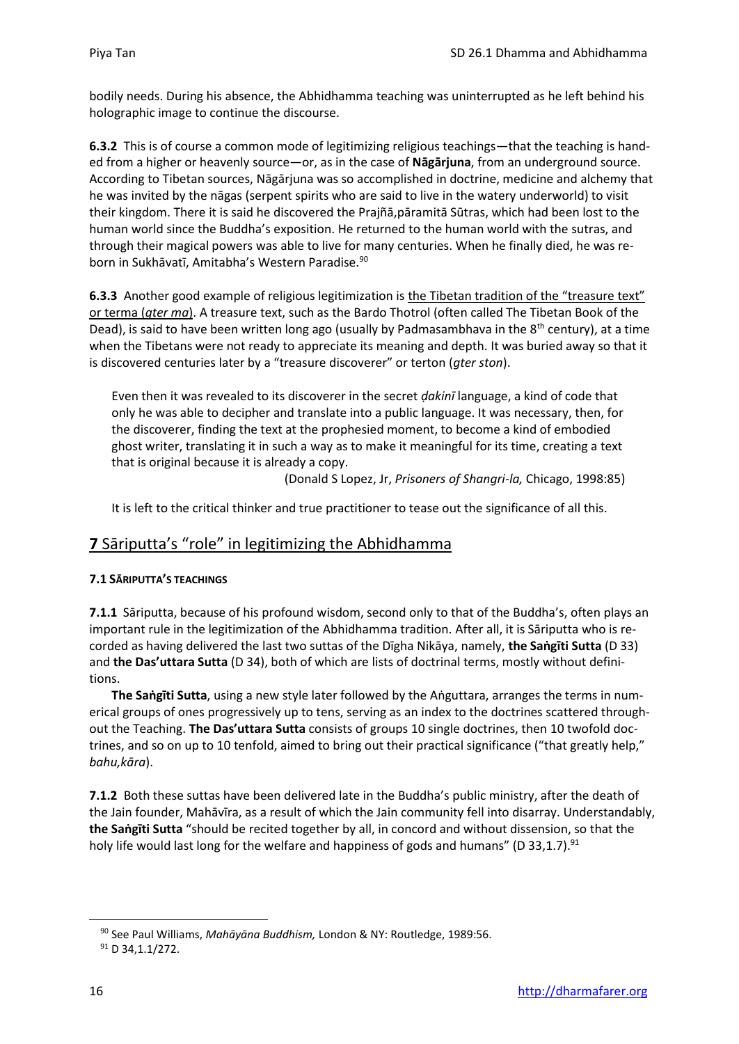bodily needs. During his absence, the Abhidhamma teaching was uninterrupted as he left behind his holographic image to continue the discourse.

**6.3.2** This is of course a common mode of legitimizing religious teachings—that the teaching is handed from a higher or heavenly source—or, as in the case of **Nāgārjuna**, from an underground source. According to Tibetan sources, Nāgārjuna was so accomplished in doctrine, medicine and alchemy that he was invited by the nāgas (serpent spirits who are said to live in the watery underworld) to visit their kingdom. There it is said he discovered the Prajñā,pāramitā Sūtras, which had been lost to the human world since the Buddha's exposition. He returned to the human world with the sutras, and through their magical powers was able to live for many centuries. When he finally died, he was reborn in Sukhāvatī, Amitabha's Western Paradise.[90]

**6.3.3** Another good example of religious legitimization is the Tibetan tradition of the "treasure text" or terma (*gter ma*). A treasure text, such as the Bardo Thotrol (often called The Tibetan Book of the Dead), is said to have been written long ago (usually by Padmasambhava in the 8th century), at a time when the Tibetans were not ready to appreciate its meaning and depth. It was buried away so that it is discovered centuries later by a "treasure discoverer" or terton (*gter ston*).

> Even then it was revealed to its discoverer in the secret *ḍakinī* language, a kind of code that only he was able to decipher and translate into a public language. It was necessary, then, for the discoverer, finding the text at the prophesied moment, to become a kind of embodied ghost writer, translating it in such a way as to make it meaningful for its time, creating a text that is original because it is already a copy.
>
> (Donald S Lopez, Jr, *Prisoners of Shangri-la,* Chicago, 1998:85)

It is left to the critical thinker and true practitioner to tease out the significance of all this.

## 7 Sāriputta's "role" in legitimizing the Abhidhamma

#### 7.1 SĀRIPUTTA'S TEACHINGS

**7.1.1** Sāriputta, because of his profound wisdom, second only to that of the Buddha's, often plays an important rule in the legitimization of the Abhidhamma tradition. After all, it is Sāriputta who is recorded as having delivered the last two suttas of the Dīgha Nikāya, namely, **the Saṅgīti Sutta** (D 33) and **the Das'uttara Sutta** (D 34), both of which are lists of doctrinal terms, mostly without definitions.

**The Saṅgīti Sutta**, using a new style later followed by the Aṅguttara, arranges the terms in numerical groups of ones progressively up to tens, serving as an index to the doctrines scattered throughout the Teaching. **The Das'uttara Sutta** consists of groups 10 single doctrines, then 10 twofold doctrines, and so on up to 10 tenfold, aimed to bring out their practical significance ("that greatly help," *bahu,kāra*).

**7.1.2** Both these suttas have been delivered late in the Buddha's public ministry, after the death of the Jain founder, Mahāvīra, as a result of which the Jain community fell into disarray. Understandably, **the Saṅgīti Sutta** "should be recited together by all, in concord and without dissension, so that the holy life would last long for the welfare and happiness of gods and humans" (D 33,1.7).[91]

---

[90] See Paul Williams, *Mahāyāna Buddhism,* London & NY: Routledge, 1989:56.

[91] D 34,1.1/272.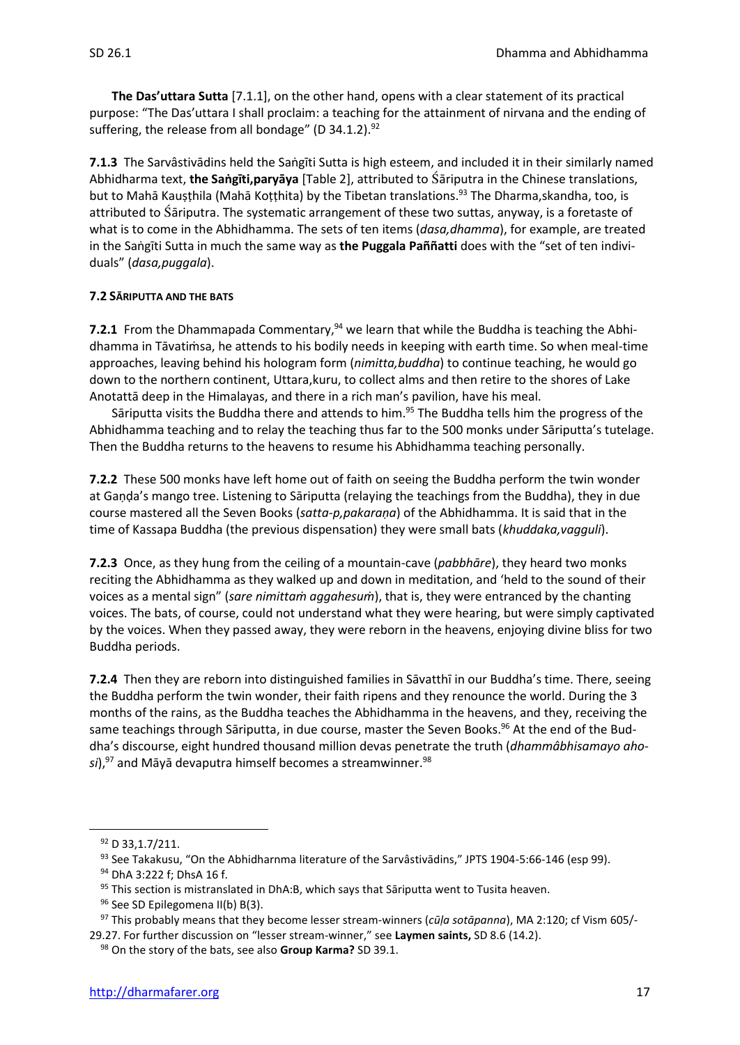**The Das'uttara Sutta** [7.1.1], on the other hand, opens with a clear statement of its practical purpose: "The Das'uttara I shall proclaim: a teaching for the attainment of nirvana and the ending of suffering, the release from all bondage" (D 34.1.2).[92]

**7.1.3** The Sarvâstivādins held the Saṅgīti Sutta is high esteem, and included it in their similarly named Abhidharma text, **the Saṅgīti,paryāya** [Table 2], attributed to Śāriputra in the Chinese translations, but to Mahā Kauṣṭhila (Mahā Koṭṭhita) by the Tibetan translations.[93] The Dharma,skandha, too, is attributed to Śāriputra. The systematic arrangement of these two suttas, anyway, is a foretaste of what is to come in the Abhidhamma. The sets of ten items (*dasa,dhamma*), for example, are treated in the Saṅgīti Sutta in much the same way as **the Puggala Paññatti** does with the "set of ten individuals" (*dasa,puggala*).

#### 7.2 SĀRIPUTTA AND THE BATS

**7.2.1** From the Dhammapada Commentary,[94] we learn that while the Buddha is teaching the Abhidhamma in Tāvatiṁsa, he attends to his bodily needs in keeping with earth time. So when meal-time approaches, leaving behind his hologram form (*nimitta,buddha*) to continue teaching, he would go down to the northern continent, Uttara,kuru, to collect alms and then retire to the shores of Lake Anotattā deep in the Himalayas, and there in a rich man's pavilion, have his meal.

Sāriputta visits the Buddha there and attends to him.[95] The Buddha tells him the progress of the Abhidhamma teaching and to relay the teaching thus far to the 500 monks under Sāriputta's tutelage. Then the Buddha returns to the heavens to resume his Abhidhamma teaching personally.

**7.2.2** These 500 monks have left home out of faith on seeing the Buddha perform the twin wonder at Gaṇḍa's mango tree. Listening to Sāriputta (relaying the teachings from the Buddha), they in due course mastered all the Seven Books (*satta-p,pakaraṇa*) of the Abhidhamma. It is said that in the time of Kassapa Buddha (the previous dispensation) they were small bats (*khuddaka,vagguli*).

**7.2.3** Once, as they hung from the ceiling of a mountain-cave (*pabbhāre*), they heard two monks reciting the Abhidhamma as they walked up and down in meditation, and 'held to the sound of their voices as a mental sign' (*sare nimittaṁ aggahesuṁ*), that is, they were entranced by the chanting voices. The bats, of course, could not understand what they were hearing, but were simply captivated by the voices. When they passed away, they were reborn in the heavens, enjoying divine bliss for two Buddha periods.

**7.2.4** Then they are reborn into distinguished families in Sāvatthī in our Buddha's time. There, seeing the Buddha perform the twin wonder, their faith ripens and they renounce the world. During the 3 months of the rains, as the Buddha teaches the Abhidhamma in the heavens, and they, receiving the same teachings through Sāriputta, in due course, master the Seven Books.[96] At the end of the Buddha's discourse, eight hundred thousand million devas penetrate the truth (*dhammâbhisamayo ahosi*),[97] and Māyā devaputra himself becomes a streamwinner.[98]

---

[92] D 33,1.7/211.

[93] See Takakusu, "On the Abhidharnma literature of the Sarvâstivādins," JPTS 1904-5:66-146 (esp 99).

[94] DhA 3:222 f; DhsA 16 f.

[95] This section is mistranslated in DhA:B, which says that Sāriputta went to Tusita heaven.

[96] See SD Epilegomena II(b) B(3).

[97] This probably means that they become lesser stream-winners (*cūḷa sotāpanna*), MA 2:120; cf Vism 605/-29.27. For further discussion on "lesser stream-winner," see **Laymen saints,** SD 8.6 (14.2).

[98] On the story of the bats, see also **Group Karma?** SD 39.1.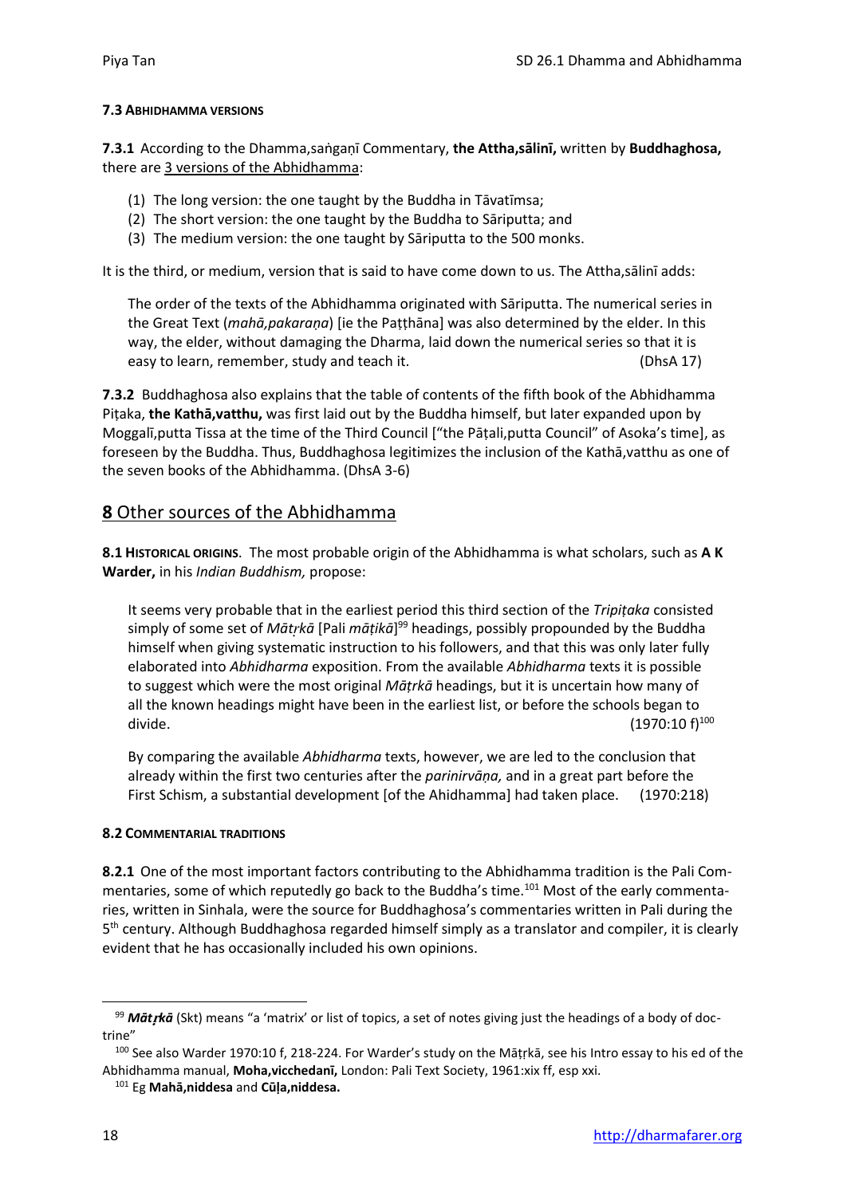#### 7.3 ABHIDHAMMA VERSIONS

**7.3.1** According to the Dhamma,saṅgaṇī Commentary, **the Attha,sālinī,** written by **Buddhaghosa,** there are 3 versions of the Abhidhamma:

(1) The long version: the one taught by the Buddha in Tāvatīmsa;
(2) The short version: the one taught by the Buddha to Sāriputta; and
(3) The medium version: the one taught by Sāriputta to the 500 monks.

It is the third, or medium, version that is said to have come down to us. The Attha,sālinī adds:

> The order of the texts of the Abhidhamma originated with Sāriputta. The numerical series in the Great Text (*mahā,pakaraṇa*) [ie the Paṭṭhāna] was also determined by the elder. In this way, the elder, without damaging the Dharma, laid down the numerical series so that it is easy to learn, remember, study and teach it. (DhsA 17)

**7.3.2** Buddhaghosa also explains that the table of contents of the fifth book of the Abhidhamma Piṭaka, **the Kathā,vatthu,** was first laid out by the Buddha himself, but later expanded upon by Moggalī,putta Tissa at the time of the Third Council ["the Pāṭali,putta Council" of Asoka's time], as foreseen by the Buddha. Thus, Buddhaghosa legitimizes the inclusion of the Kathā,vatthu as one of the seven books of the Abhidhamma. (DhsA 3-6)

## 8 Other sources of the Abhidhamma

**8.1 HISTORICAL ORIGINS**. The most probable origin of the Abhidhamma is what scholars, such as **A K Warder,** in his *Indian Buddhism,* propose:

> It seems very probable that in the earliest period this third section of the *Tripiṭaka* consisted simply of some set of *Mātṛkā* [Pali *māṭikā*][99] headings, possibly propounded by the Buddha himself when giving systematic instruction to his followers, and that this was only later fully elaborated into *Abhidharma* exposition. From the available *Abhidharma* texts it is possible to suggest which were the most original *Mātṛkā* headings, but it is uncertain how many of all the known headings might have been in the earliest list, or before the schools began to divide. (1970:10 f)[100]

> By comparing the available *Abhidharma* texts, however, we are led to the conclusion that already within the first two centuries after the *parinirvāṇa,* and in a great part before the First Schism, a substantial development [of the Ahidhamma] had taken place. (1970:218)

#### 8.2 COMMENTARIAL TRADITIONS

**8.2.1** One of the most important factors contributing to the Abhidhamma tradition is the Pali Commentaries, some of which reputedly go back to the Buddha's time.[101] Most of the early commentaries, written in Sinhala, were the source for Buddhaghosa's commentaries written in Pali during the 5th century. Although Buddhaghosa regarded himself simply as a translator and compiler, it is clearly evident that he has occasionally included his own opinions.

---

[99] ***Mātṛkā*** (Skt) means "a 'matrix' or list of topics, a set of notes giving just the headings of a body of doctrine"

[100] See also Warder 1970:10 f, 218-224. For Warder's study on the Mātṛkā, see his Intro essay to his ed of the Abhidhamma manual, **Moha,vicchedanī,** London: Pali Text Society, 1961:xix ff, esp xxi.

[101] Eg **Mahā,niddesa** and **Cūḷa,niddesa.**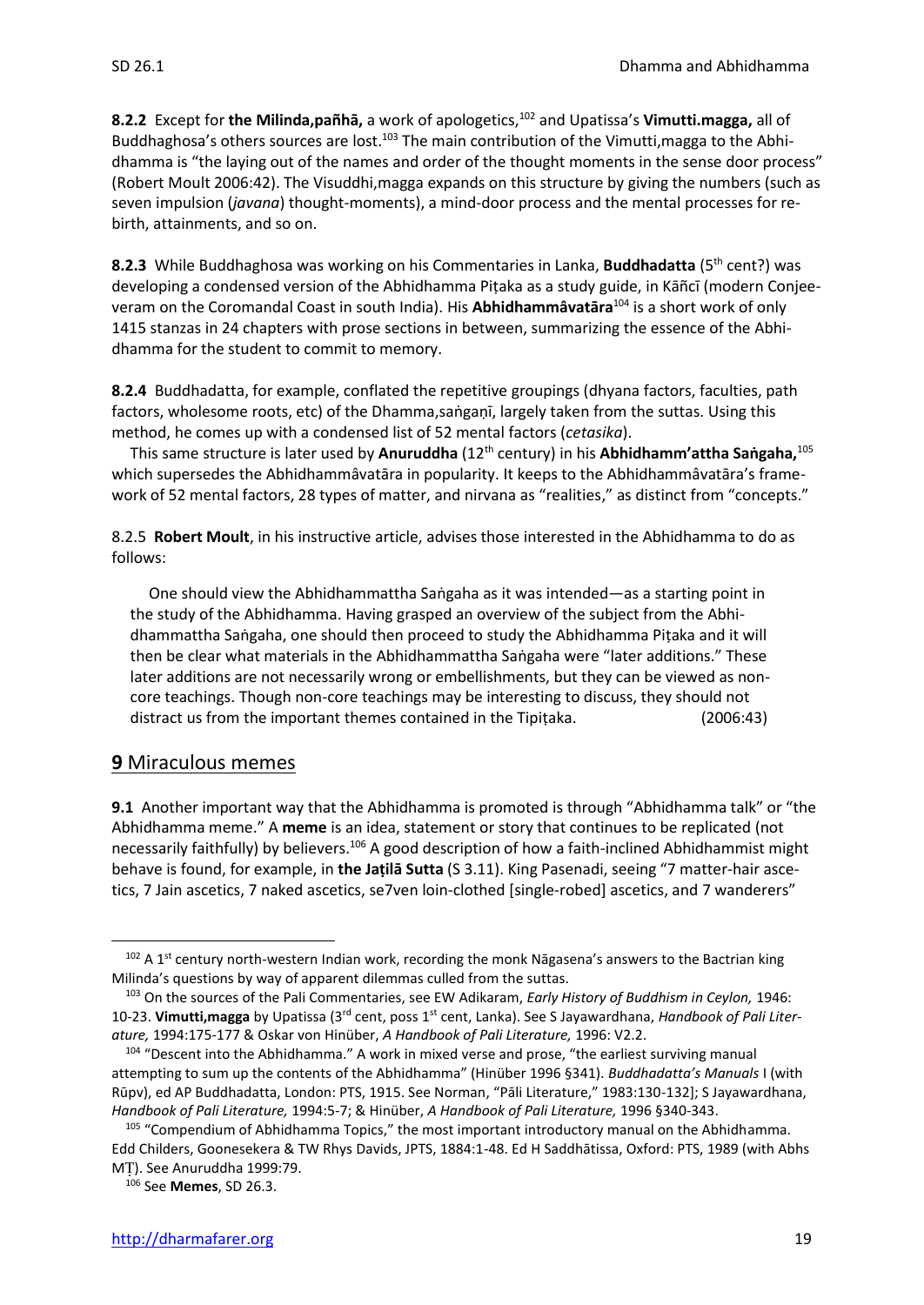**8.2.2** Except for **the Milinda,pañhā,** a work of apologetics,[102] and Upatissa's **Vimutti.magga,** all of Buddhaghosa's others sources are lost.[103] The main contribution of the Vimutti,magga to the Abhidhamma is "the laying out of the names and order of the thought moments in the sense door process" (Robert Moult 2006:42). The Visuddhi,magga expands on this structure by giving the numbers (such as seven impulsion (*javana*) thought-moments), a mind-door process and the mental processes for rebirth, attainments, and so on.

**8.2.3** While Buddhaghosa was working on his Commentaries in Lanka, **Buddhadatta** (5th cent?) was developing a condensed version of the Abhidhamma Piṭaka as a study guide, in Kāñcī (modern Conjeeveram on the Coromandal Coast in south India). His **Abhidhammâvatāra**[104] is a short work of only 1415 stanzas in 24 chapters with prose sections in between, summarizing the essence of the Abhidhamma for the student to commit to memory.

**8.2.4** Buddhadatta, for example, conflated the repetitive groupings (dhyana factors, faculties, path factors, wholesome roots, etc) of the Dhamma,saṅgaṇī, largely taken from the suttas. Using this method, he comes up with a condensed list of 52 mental factors (*cetasika*).

This same structure is later used by **Anuruddha** (12th century) in his **Abhidhamm'attha Saṅgaha,**[105] which supersedes the Abhidhammâvatāra in popularity. It keeps to the Abhidhammâvatāra's framework of 52 mental factors, 28 types of matter, and nirvana as "realities," as distinct from "concepts."

8.2.5 **Robert Moult**, in his instructive article, advises those interested in the Abhidhamma to do as follows:

> One should view the Abhidhammattha Saṅgaha as it was intended—as a starting point in the study of the Abhidhamma. Having grasped an overview of the subject from the Abhidhammattha Saṅgaha, one should then proceed to study the Abhidhamma Piṭaka and it will then be clear what materials in the Abhidhammattha Saṅgaha were "later additions." These later additions are not necessarily wrong or embellishments, but they can be viewed as non-core teachings. Though non-core teachings may be interesting to discuss, they should not distract us from the important themes contained in the Tipiṭaka. (2006:43)

## 9 Miraculous memes

**9.1** Another important way that the Abhidhamma is promoted is through "Abhidhamma talk" or "the Abhidhamma meme." A **meme** is an idea, statement or story that continues to be replicated (not necessarily faithfully) by believers.[106] A good description of how a faith-inclined Abhidhammist might behave is found, for example, in **the Jaṭilā Sutta** (S 3.11). King Pasenadi, seeing "7 matter-hair ascetics, 7 Jain ascetics, 7 naked ascetics, se7ven loin-clothed [single-robed] ascetics, and 7 wanderers"

---

[102] A 1st century north-western Indian work, recording the monk Nāgasena's answers to the Bactrian king Milinda's questions by way of apparent dilemmas culled from the suttas.

[103] On the sources of the Pali Commentaries, see EW Adikaram, *Early History of Buddhism in Ceylon,* 1946: 10-23. **Vimutti,magga** by Upatissa (3rd cent, poss 1st cent, Lanka). See S Jayawardhana, *Handbook of Pali Literature,* 1994:175-177 & Oskar von Hinüber, *A Handbook of Pali Literature,* 1996: V2.2.

[104] "Descent into the Abhidhamma." A work in mixed verse and prose, "the earliest surviving manual attempting to sum up the contents of the Abhidhamma" (Hinüber 1996 §341). *Buddhadatta's Manuals* I (with Rūpv), ed AP Buddhadatta, London: PTS, 1915. See Norman, "Pāli Literature," 1983:130-132]; S Jayawardhana, *Handbook of Pali Literature,* 1994:5-7; & Hinüber, *A Handbook of Pali Literature,* 1996 §340-343.

[105] "Compendium of Abhidhamma Topics," the most important introductory manual on the Abhidhamma. Edd Childers, Goonesekera & TW Rhys Davids, JPTS, 1884:1-48. Ed H Saddhātissa, Oxford: PTS, 1989 (with Abhs MṬ). See Anuruddha 1999:79.

[106] See **Memes**, SD 26.3.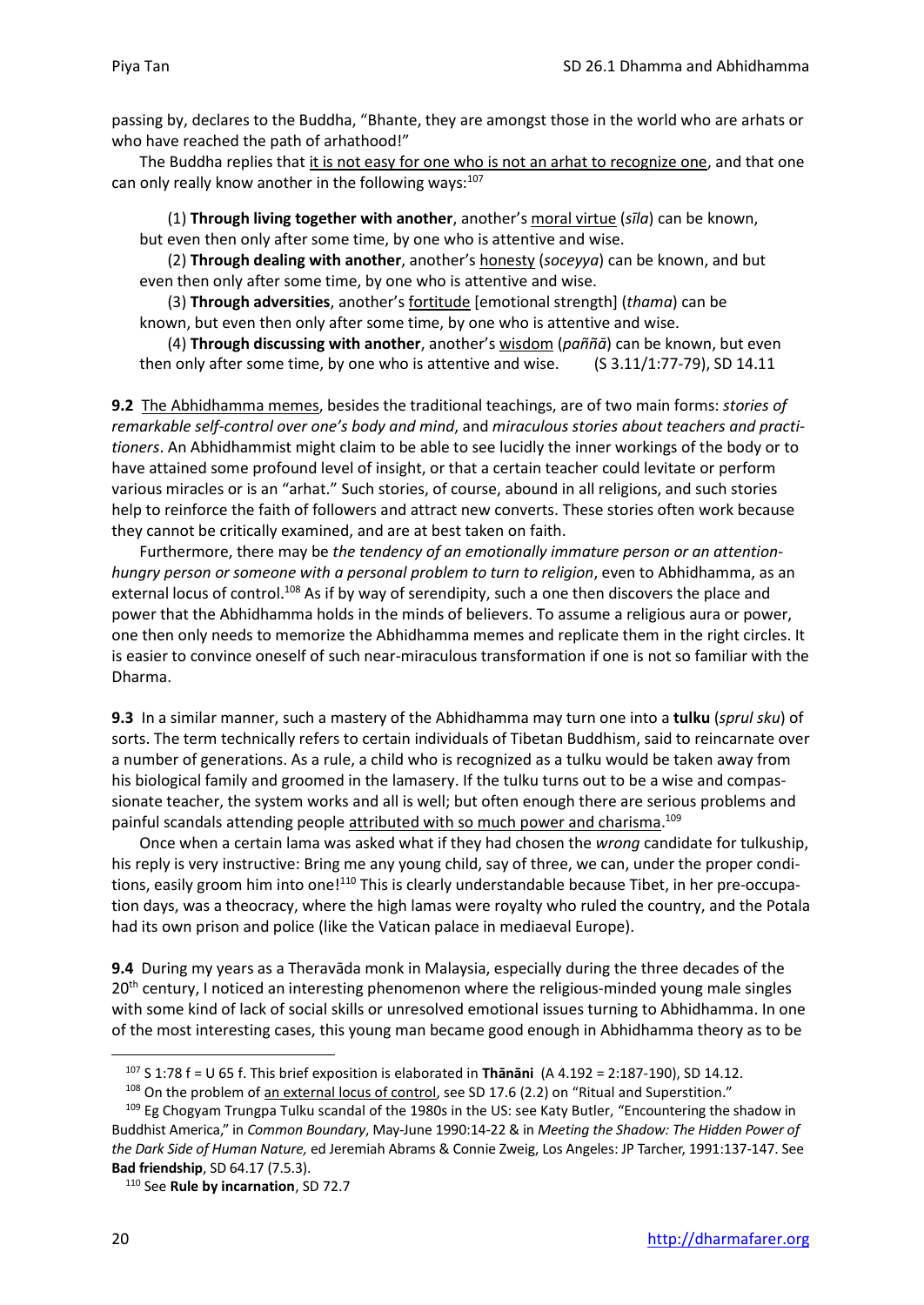passing by, declares to the Buddha, "Bhante, they are amongst those in the world who are arhats or who have reached the path of arhathood!"

The Buddha replies that it is not easy for one who is not an arhat to recognize one, and that one can only really know another in the following ways:[107]

> (1) **Through living together with another**, another's moral virtue (*sīla*) can be known, but even then only after some time, by one who is attentive and wise.
>
> (2) **Through dealing with another**, another's honesty (*soceyya*) can be known, and but even then only after some time, by one who is attentive and wise.
>
> (3) **Through adversities**, another's fortitude [emotional strength] (*thama*) can be known, but even then only after some time, by one who is attentive and wise.
>
> (4) **Through discussing with another**, another's wisdom (*paññā*) can be known, but even then only after some time, by one who is attentive and wise. (S 3.11/1:77-79), SD 14.11

**9.2** The Abhidhamma memes, besides the traditional teachings, are of two main forms: *stories of remarkable self-control over one's body and mind*, and *miraculous stories about teachers and practitioners*. An Abhidhammist might claim to be able to see lucidly the inner workings of the body or to have attained some profound level of insight, or that a certain teacher could levitate or perform various miracles or is an "arhat." Such stories, of course, abound in all religions, and such stories help to reinforce the faith of followers and attract new converts. These stories often work because they cannot be critically examined, and are at best taken on faith.

Furthermore, there may be *the tendency of an emotionally immature person or an attention-hungry person or someone with a personal problem to turn to religion*, even to Abhidhamma, as an external locus of control.[108] As if by way of serendipity, such a one then discovers the place and power that the Abhidhamma holds in the minds of believers. To assume a religious aura or power, one then only needs to memorize the Abhidhamma memes and replicate them in the right circles. It is easier to convince oneself of such near-miraculous transformation if one is not so familiar with the Dharma.

**9.3** In a similar manner, such a mastery of the Abhidhamma may turn one into a **tulku** (*sprul sku*) of sorts. The term technically refers to certain individuals of Tibetan Buddhism, said to reincarnate over a number of generations. As a rule, a child who is recognized as a tulku would be taken away from his biological family and groomed in the lamasery. If the tulku turns out to be a wise and compassionate teacher, the system works and all is well; but often enough there are serious problems and painful scandals attending people attributed with so much power and charisma.[109]

Once when a certain lama was asked what if they had chosen the *wrong* candidate for tulkuship, his reply is very instructive: Bring me any young child, say of three, we can, under the proper conditions, easily groom him into one![110] This is clearly understandable because Tibet, in her pre-occupation days, was a theocracy, where the high lamas were royalty who ruled the country, and the Potala had its own prison and police (like the Vatican palace in mediaeval Europe).

**9.4** During my years as a Theravāda monk in Malaysia, especially during the three decades of the 20th century, I noticed an interesting phenomenon where the religious-minded young male singles with some kind of lack of social skills or unresolved emotional issues turning to Abhidhamma. In one of the most interesting cases, this young man became good enough in Abhidhamma theory as to be

---

[107] S 1:78 f = U 65 f. This brief exposition is elaborated in **Thānāni** (A 4.192 = 2:187-190), SD 14.12.

[108] On the problem of an external locus of control, see SD 17.6 (2.2) on "Ritual and Superstition."

[109] Eg Chogyam Trungpa Tulku scandal of the 1980s in the US: see Katy Butler, "Encountering the shadow in Buddhist America," in *Common Boundary*, May-June 1990:14-22 & in *Meeting the Shadow: The Hidden Power of the Dark Side of Human Nature,* ed Jeremiah Abrams & Connie Zweig, Los Angeles: JP Tarcher, 1991:137-147. See **Bad friendship**, SD 64.17 (7.5.3).

[110] See **Rule by incarnation**, SD 72.7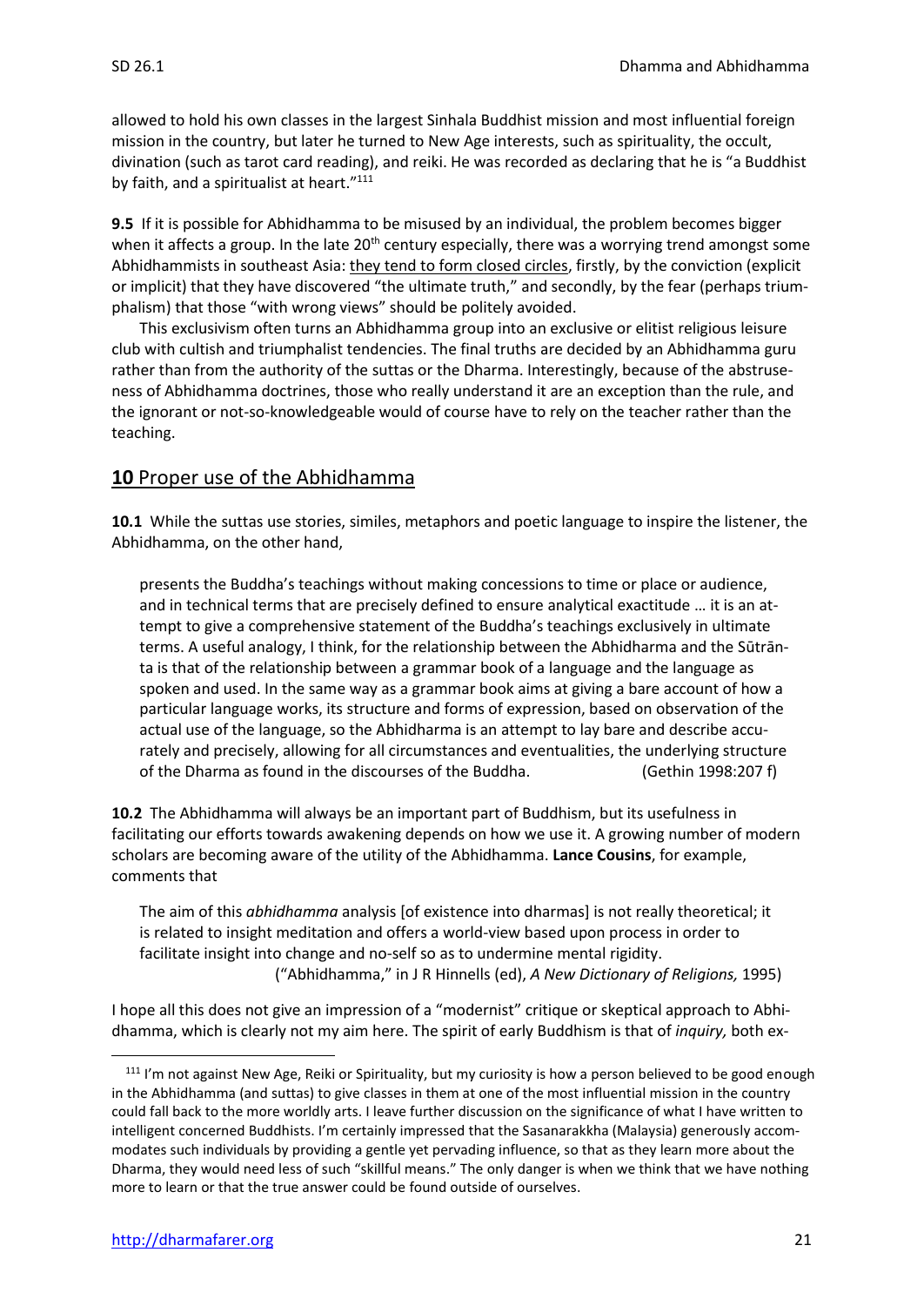allowed to hold his own classes in the largest Sinhala Buddhist mission and most influential foreign mission in the country, but later he turned to New Age interests, such as spirituality, the occult, divination (such as tarot card reading), and reiki. He was recorded as declaring that he is "a Buddhist by faith, and a spiritualist at heart."[111]

**9.5** If it is possible for Abhidhamma to be misused by an individual, the problem becomes bigger when it affects a group. In the late 20th century especially, there was a worrying trend amongst some Abhidhammists in southeast Asia: <u>they tend to form closed circles</u>, firstly, by the conviction (explicit or implicit) that they have discovered "the ultimate truth," and secondly, by the fear (perhaps triumphalism) that those "with wrong views" should be politely avoided.

This exclusivism often turns an Abhidhamma group into an exclusive or elitist religious leisure club with cultish and triumphalist tendencies. The final truths are decided by an Abhidhamma guru rather than from the authority of the suttas or the Dharma. Interestingly, because of the abstruseness of Abhidhamma doctrines, those who really understand it are an exception than the rule, and the ignorant or not-so-knowledgeable would of course have to rely on the teacher rather than the teaching.

## 10 Proper use of the Abhidhamma

**10.1** While the suttas use stories, similes, metaphors and poetic language to inspire the listener, the Abhidhamma, on the other hand,

> presents the Buddha's teachings without making concessions to time or place or audience, and in technical terms that are precisely defined to ensure analytical exactitude … it is an attempt to give a comprehensive statement of the Buddha's teachings exclusively in ultimate terms. A useful analogy, I think, for the relationship between the Abhidharma and the Sūtrānta is that of the relationship between a grammar book of a language and the language as spoken and used. In the same way as a grammar book aims at giving a bare account of how a particular language works, its structure and forms of expression, based on observation of the actual use of the language, so the Abhidharma is an attempt to lay bare and describe accurately and precisely, allowing for all circumstances and eventualities, the underlying structure of the Dharma as found in the discourses of the Buddha. (Gethin 1998:207 f)

**10.2** The Abhidhamma will always be an important part of Buddhism, but its usefulness in facilitating our efforts towards awakening depends on how we use it. A growing number of modern scholars are becoming aware of the utility of the Abhidhamma. **Lance Cousins**, for example, comments that

> The aim of this *abhidhamma* analysis [of existence into dharmas] is not really theoretical; it is related to insight meditation and offers a world-view based upon process in order to facilitate insight into change and no-self so as to undermine mental rigidity.
> ("Abhidhamma," in J R Hinnells (ed), *A New Dictionary of Religions,* 1995)

I hope all this does not give an impression of a "modernist" critique or skeptical approach to Abhidhamma, which is clearly not my aim here. The spirit of early Buddhism is that of *inquiry,* both ex-

---

[111] I'm not against New Age, Reiki or Spirituality, but my curiosity is how a person believed to be good enough in the Abhidhamma (and suttas) to give classes in them at one of the most influential mission in the country could fall back to the more worldly arts. I leave further discussion on the significance of what I have written to intelligent concerned Buddhists. I'm certainly impressed that the Sasanarakkha (Malaysia) generously accommodates such individuals by providing a gentle yet pervading influence, so that as they learn more about the Dharma, they would need less of such "skillful means." The only danger is when we think that we have nothing more to learn or that the true answer could be found outside of ourselves.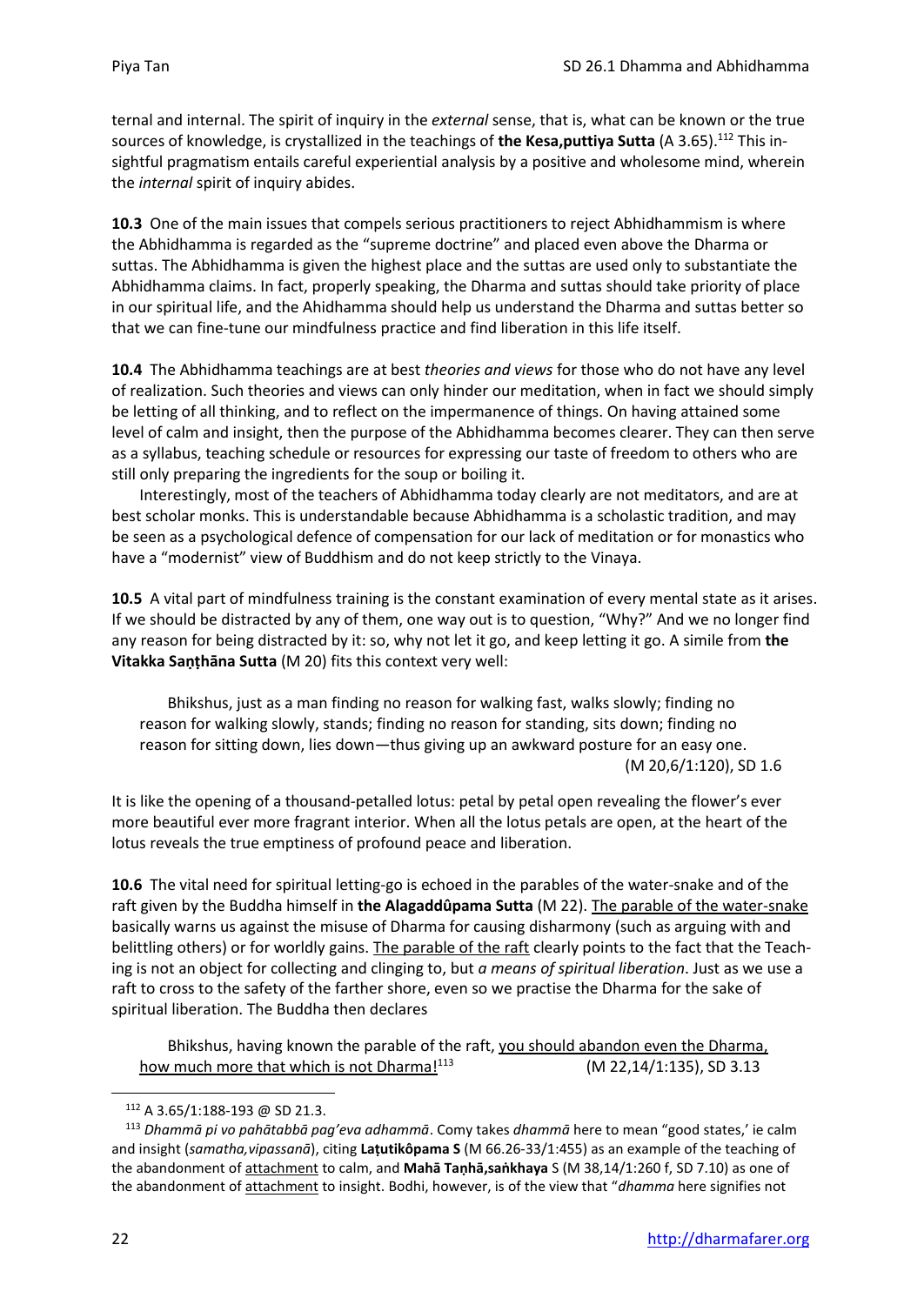ternal and internal. The spirit of inquiry in the *external* sense, that is, what can be known or the true sources of knowledge, is crystallized in the teachings of **the Kesa,puttiya Sutta** (A 3.65).[112] This insightful pragmatism entails careful experiential analysis by a positive and wholesome mind, wherein the *internal* spirit of inquiry abides.

**10.3** One of the main issues that compels serious practitioners to reject Abhidhammism is where the Abhidhamma is regarded as the "supreme doctrine" and placed even above the Dharma or suttas. The Abhidhamma is given the highest place and the suttas are used only to substantiate the Abhidhamma claims. In fact, properly speaking, the Dharma and suttas should take priority of place in our spiritual life, and the Ahidhamma should help us understand the Dharma and suttas better so that we can fine-tune our mindfulness practice and find liberation in this life itself.

**10.4** The Abhidhamma teachings are at best *theories and views* for those who do not have any level of realization. Such theories and views can only hinder our meditation, when in fact we should simply be letting of all thinking, and to reflect on the impermanence of things. On having attained some level of calm and insight, then the purpose of the Abhidhamma becomes clearer. They can then serve as a syllabus, teaching schedule or resources for expressing our taste of freedom to others who are still only preparing the ingredients for the soup or boiling it.

Interestingly, most of the teachers of Abhidhamma today clearly are not meditators, and are at best scholar monks. This is understandable because Abhidhamma is a scholastic tradition, and may be seen as a psychological defence of compensation for our lack of meditation or for monastics who have a "modernist" view of Buddhism and do not keep strictly to the Vinaya.

**10.5** A vital part of mindfulness training is the constant examination of every mental state as it arises. If we should be distracted by any of them, one way out is to question, "Why?" And we no longer find any reason for being distracted by it: so, why not let it go, and keep letting it go. A simile from **the Vitakka Saṇṭhāna Sutta** (M 20) fits this context very well:

> Bhikshus, just as a man finding no reason for walking fast, walks slowly; finding no reason for walking slowly, stands; finding no reason for standing, sits down; finding no reason for sitting down, lies down—thus giving up an awkward posture for an easy one.
> (M 20,6/1:120), SD 1.6

It is like the opening of a thousand-petalled lotus: petal by petal open revealing the flower's ever more beautiful ever more fragrant interior. When all the lotus petals are open, at the heart of the lotus reveals the true emptiness of profound peace and liberation.

**10.6** The vital need for spiritual letting-go is echoed in the parables of the water-snake and of the raft given by the Buddha himself in **the Alagaddûpama Sutta** (M 22). The parable of the water-snake basically warns us against the misuse of Dharma for causing disharmony (such as arguing with and belittling others) or for worldly gains. The parable of the raft clearly points to the fact that the Teaching is not an object for collecting and clinging to, but *a means of spiritual liberation*. Just as we use a raft to cross to the safety of the farther shore, even so we practise the Dharma for the sake of spiritual liberation. The Buddha then declares

> Bhikshus, having known the parable of the raft, you should abandon even the Dharma, how much more that which is not Dharma![113] (M 22,14/1:135), SD 3.13

---

[112] A 3.65/1:188-193 @ SD 21.3.

[113] *Dhammā pi vo pahātabbā pag'eva adhammā*. Comy takes *dhammā* here to mean "good states,' ie calm and insight (*samatha,vipassanā*), citing **Laṭutikôpama S** (M 66.26-33/1:455) as an example of the teaching of the abandonment of attachment to calm, and **Mahā Taṇhā,saṅkhaya** S (M 38,14/1:260 f, SD 7.10) as one of the abandonment of attachment to insight. Bodhi, however, is of the view that "*dhamma* here signifies not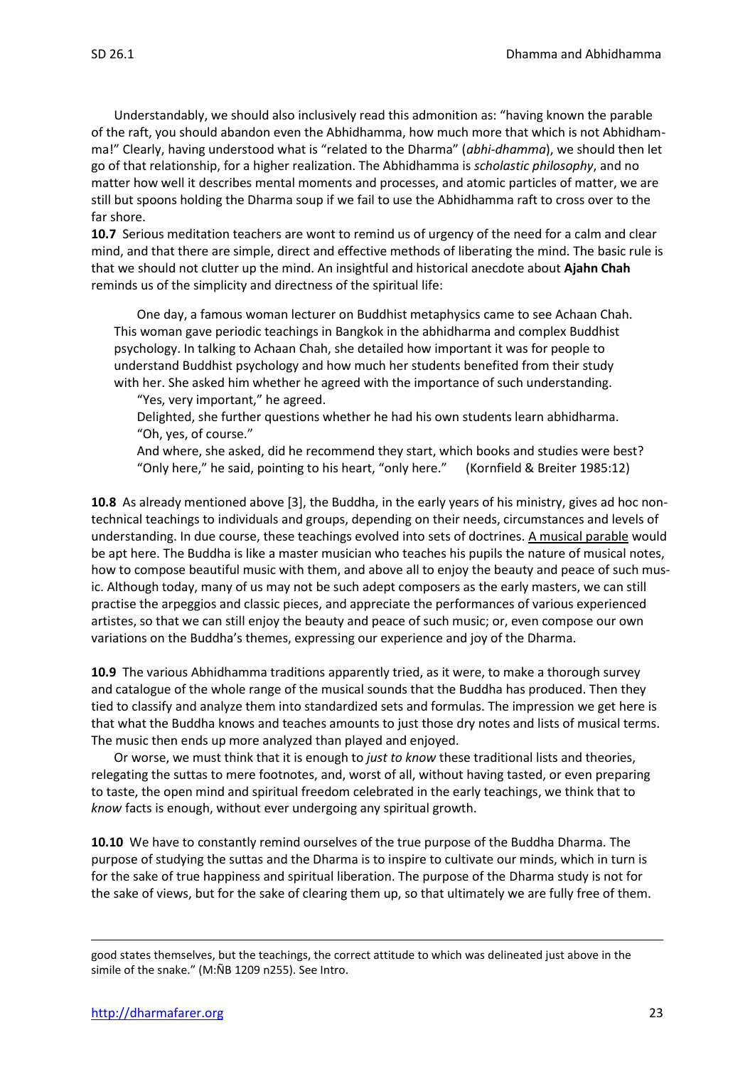Understandably, we should also inclusively read this admonition as: "having known the parable of the raft, you should abandon even the Abhidhamma, how much more that which is not Abhidhamma!" Clearly, having understood what is "related to the Dharma" (*abhi-dhamma*), we should then let go of that relationship, for a higher realization. The Abhidhamma is *scholastic philosophy*, and no matter how well it describes mental moments and processes, and atomic particles of matter, we are still but spoons holding the Dharma soup if we fail to use the Abhidhamma raft to cross over to the far shore.

**10.7** Serious meditation teachers are wont to remind us of urgency of the need for a calm and clear mind, and that there are simple, direct and effective methods of liberating the mind. The basic rule is that we should not clutter up the mind. An insightful and historical anecdote about **Ajahn Chah** reminds us of the simplicity and directness of the spiritual life:

> One day, a famous woman lecturer on Buddhist metaphysics came to see Achaan Chah. This woman gave periodic teachings in Bangkok in the abhidharma and complex Buddhist psychology. In talking to Achaan Chah, she detailed how important it was for people to understand Buddhist psychology and how much her students benefited from their study with her. She asked him whether he agreed with the importance of such understanding.
>
> "Yes, very important," he agreed.
>
> Delighted, she further questions whether he had his own students learn abhidharma.
>
> "Oh, yes, of course."
>
> And where, she asked, did he recommend they start, which books and studies were best?
>
> "Only here," he said, pointing to his heart, "only here." (Kornfield & Breiter 1985:12)

**10.8** As already mentioned above [3], the Buddha, in the early years of his ministry, gives ad hoc non-technical teachings to individuals and groups, depending on their needs, circumstances and levels of understanding. In due course, these teachings evolved into sets of doctrines. A musical parable would be apt here. The Buddha is like a master musician who teaches his pupils the nature of musical notes, how to compose beautiful music with them, and above all to enjoy the beauty and peace of such music. Although today, many of us may not be such adept composers as the early masters, we can still practise the arpeggios and classic pieces, and appreciate the performances of various experienced artistes, so that we can still enjoy the beauty and peace of such music; or, even compose our own variations on the Buddha's themes, expressing our experience and joy of the Dharma.

**10.9** The various Abhidhamma traditions apparently tried, as it were, to make a thorough survey and catalogue of the whole range of the musical sounds that the Buddha has produced. Then they tied to classify and analyze them into standardized sets and formulas. The impression we get here is that what the Buddha knows and teaches amounts to just those dry notes and lists of musical terms. The music then ends up more analyzed than played and enjoyed.

Or worse, we must think that it is enough to *just to know* these traditional lists and theories, relegating the suttas to mere footnotes, and, worst of all, without having tasted, or even preparing to taste, the open mind and spiritual freedom celebrated in the early teachings, we think that to *know* facts is enough, without ever undergoing any spiritual growth.

**10.10** We have to constantly remind ourselves of the true purpose of the Buddha Dharma. The purpose of studying the suttas and the Dharma is to inspire to cultivate our minds, which in turn is for the sake of true happiness and spiritual liberation. The purpose of the Dharma study is not for the sake of views, but for the sake of clearing them up, so that ultimately we are fully free of them.

---

good states themselves, but the teachings, the correct attitude to which was delineated just above in the simile of the snake." (M:ÑB 1209 n255). See Intro.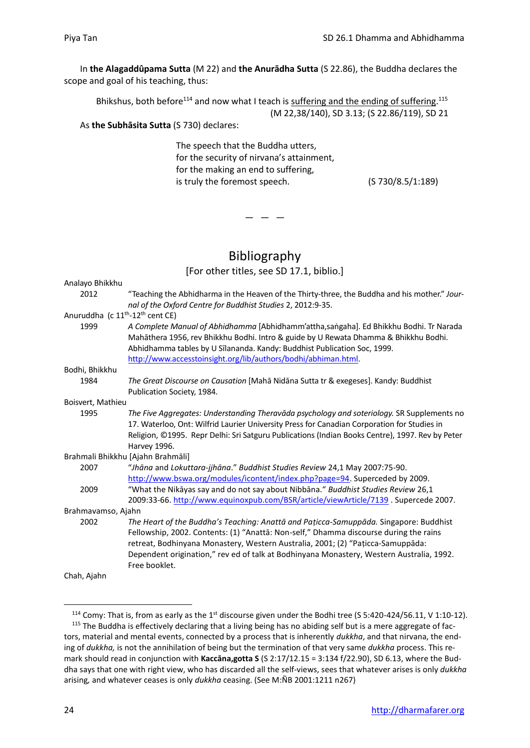In **the Alagaddûpama Sutta** (M 22) and **the Anurādha Sutta** (S 22.86), the Buddha declares the scope and goal of his teaching, thus:

> Bhikshus, both before[114] and now what I teach is suffering and the ending of suffering.[115]
> (M 22,38/140), SD 3.13; (S 22.86/119), SD 21

As **the Subhāsita Sutta** (S 730) declares:

> The speech that the Buddha utters,
> for the security of nirvana's attainment,
> for the making an end to suffering,
> is truly the foremost speech. (S 730/8.5/1:189)

— — —

## Bibliography

[For other titles, see SD 17.1, biblio.]

Analayo Bhikkhu

2012 "Teaching the Abhidharma in the Heaven of the Thirty-three, the Buddha and his mother." *Journal of the Oxford Centre for Buddhist Studies* 2, 2012:9-35.

Anuruddha (c 11th-12th cent CE)

1999 *A Complete Manual of Abhidhamma* [Abhidhamm'attha,saṅgaha]. Ed Bhikkhu Bodhi. Tr Narada Mahāthera 1956, rev Bhikkhu Bodhi. Intro & guide by U Rewata Dhamma & Bhikkhu Bodhi. Abhidhamma tables by U Sīlananda. Kandy: Buddhist Publication Soc, 1999. http://www.accesstoinsight.org/lib/authors/bodhi/abhiman.html.

Bodhi, Bhikkhu

1984 *The Great Discourse on Causation* [Mahā Nidāna Sutta tr & exegeses]. Kandy: Buddhist Publication Society, 1984.

Boisvert, Mathieu

1995 *The Five Aggregates: Understanding Theravāda psychology and soteriology.* SR Supplements no 17. Waterloo, Ont: Wilfrid Laurier University Press for Canadian Corporation for Studies in Religion, ©1995. Repr Delhi: Sri Satguru Publications (Indian Books Centre), 1997. Rev by Peter Harvey 1996.

Brahmali Bhikkhu [Ajahn Brahmāli]

2007 "*Jhāna* and *Lokuttara-jjhāna*." *Buddhist Studies Review* 24,1 May 2007:75-90. http://www.bswa.org/modules/icontent/index.php?page=94. Superceded by 2009.

2009 "What the Nikāyas say and do not say about Nibbāna." *Buddhist Studies Review* 26,1 2009:33-66. http://www.equinoxpub.com/BSR/article/viewArticle/7139 . Supercede 2007.

Brahmavamso, Ajahn

2002 *The Heart of the Buddha's Teaching: Anattā and Paṭicca-Samuppāda.* Singapore: Buddhist Fellowship, 2002. Contents: (1) "Anattā: Non-self," Dhamma discourse during the rains retreat, Bodhinyana Monastery, Western Australia, 2001; (2) "Paṭicca-Samuppāda: Dependent origination," rev ed of talk at Bodhinyana Monastery, Western Australia, 1992. Free booklet.

Chah, Ajahn

---

[114] Comy: That is, from as early as the 1st discourse given under the Bodhi tree (S 5:420-424/56.11, V 1:10-12).

[115] The Buddha is effectively declaring that a living being has no abiding self but is a mere aggregate of factors, material and mental events, connected by a process that is inherently *dukkha*, and that nirvana, the ending of *dukkha,* is not the annihilation of being but the termination of that very same *dukkha* process. This remark should read in conjunction with **Kaccāna,gotta S** (S 2:17/12.15 = 3:134 f/22.90), SD 6.13, where the Buddha says that one with right view, who has discarded all the self-views, sees that whatever arises is only *dukkha* arising, and whatever ceases is only *dukkha* ceasing. (See M:ÑB 2001:1211 n267)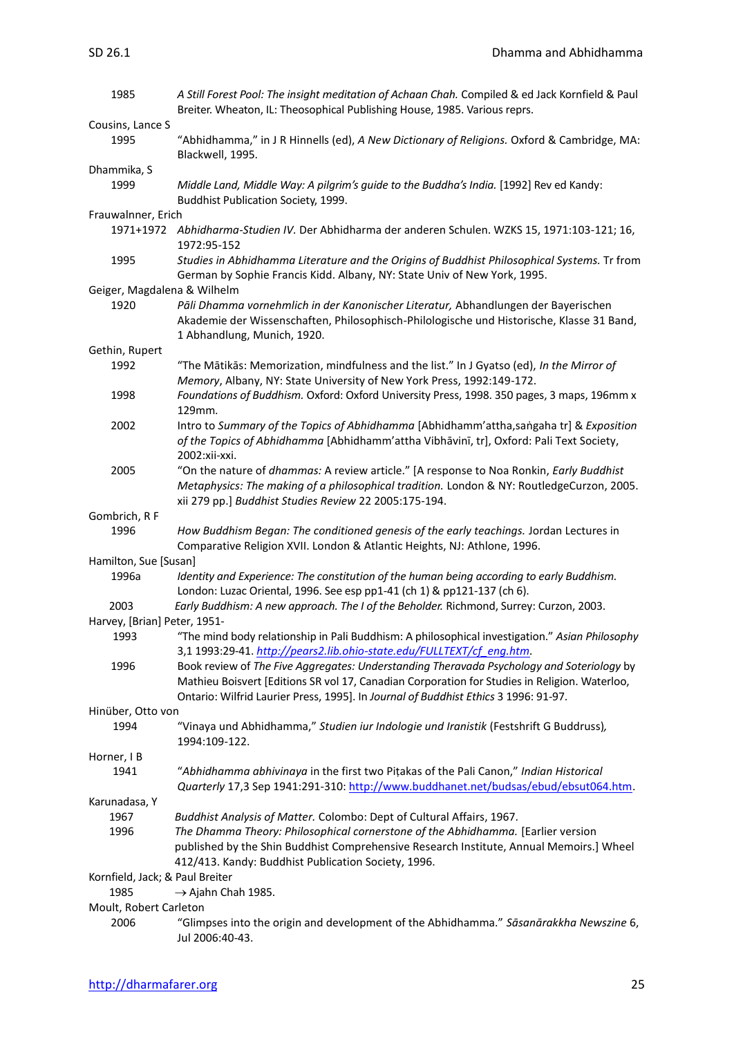1985 *A Still Forest Pool: The insight meditation of Achaan Chah.* Compiled & ed Jack Kornfield & Paul Breiter. Wheaton, IL: Theosophical Publishing House, 1985. Various reprs.

Cousins, Lance S

1995 "Abhidhamma," in J R Hinnells (ed), *A New Dictionary of Religions.* Oxford & Cambridge, MA: Blackwell, 1995.

Dhammika, S

1999 *Middle Land, Middle Way: A pilgrim's guide to the Buddha's India.* [1992] Rev ed Kandy: Buddhist Publication Society, 1999.

Frauwalner, Erich

1971+1972 *Abhidharma-Studien IV.* Der Abhidharma der anderen Schulen. WZKS 15, 1971:103-121; 16, 1972:95-152

1995 *Studies in Abhidhamma Literature and the Origins of Buddhist Philosophical Systems.* Tr from German by Sophie Francis Kidd. Albany, NY: State Univ of New York, 1995.

Geiger, Magdalena & Wilhelm

1920 *Pāli Dhamma vornehmlich in der Kanonischer Literatur,* Abhandlungen der Bayerischen Akademie der Wissenschaften, Philosophisch-Philologische und Historische, Klasse 31 Band, 1 Abhandlung, Munich, 1920.

Gethin, Rupert

1992 "The Mātikās: Memorization, mindfulness and the list." In J Gyatso (ed), *In the Mirror of Memory*, Albany, NY: State University of New York Press, 1992:149-172.

1998 *Foundations of Buddhism.* Oxford: Oxford University Press, 1998. 350 pages, 3 maps, 196mm x 129mm.

2002 Intro to *Summary of the Topics of Abhidhamma* [Abhidhamm'attha,saṅgaha tr] & *Exposition of the Topics of Abhidhamma* [Abhidhamm'attha Vibhāvinī, tr], Oxford: Pali Text Society, 2002:xii-xxi.

2005 "On the nature of *dhammas:* A review article." [A response to Noa Ronkin, *Early Buddhist Metaphysics: The making of a philosophical tradition.* London & NY: RoutledgeCurzon, 2005. xii 279 pp.] *Buddhist Studies Review* 22 2005:175-194.

Gombrich, R F

1996 *How Buddhism Began: The conditioned genesis of the early teachings.* Jordan Lectures in Comparative Religion XVII. London & Atlantic Heights, NJ: Athlone, 1996.

Hamilton, Sue [Susan]

1996a *Identity and Experience: The constitution of the human being according to early Buddhism.* London: Luzac Oriental, 1996. See esp pp1-41 (ch 1) & pp121-137 (ch 6).

2003 *Early Buddhism: A new approach. The I of the Beholder.* Richmond, Surrey: Curzon, 2003.

Harvey, [Brian] Peter, 1951-

1993 "The mind body relationship in Pali Buddhism: A philosophical investigation." *Asian Philosophy* 3,1 1993:29-41. *http://pears2.lib.ohio-state.edu/FULLTEXT/cf_eng.htm.*

1996 Book review of *The Five Aggregates: Understanding Theravada Psychology and Soteriology* by Mathieu Boisvert [Editions SR vol 17, Canadian Corporation for Studies in Religion. Waterloo, Ontario: Wilfrid Laurier Press, 1995]. In *Journal of Buddhist Ethics* 3 1996: 91-97.

Hinüber, Otto von

1994 "Vinaya und Abhidhamma," *Studien iur Indologie und Iranistik* (Festshrift G Buddruss), 1994:109-122.

Horner, I B

1941 "*Abhidhamma abhivinaya* in the first two Piṭakas of the Pali Canon," *Indian Historical Quarterly* 17,3 Sep 1941:291-310: http://www.buddhanet.net/budsas/ebud/ebsut064.htm.

Karunadasa, Y

1967 *Buddhist Analysis of Matter.* Colombo: Dept of Cultural Affairs, 1967.

1996 *The Dhamma Theory: Philosophical cornerstone of the Abhidhamma.* [Earlier version published by the Shin Buddhist Comprehensive Research Institute, Annual Memoirs.] Wheel 412/413. Kandy: Buddhist Publication Society, 1996.

Kornfield, Jack; & Paul Breiter

1985 → Ajahn Chah 1985.

Moult, Robert Carleton

2006 "Glimpses into the origin and development of the Abhidhamma." *Sāsanārakkha Newszine* 6, Jul 2006:40-43.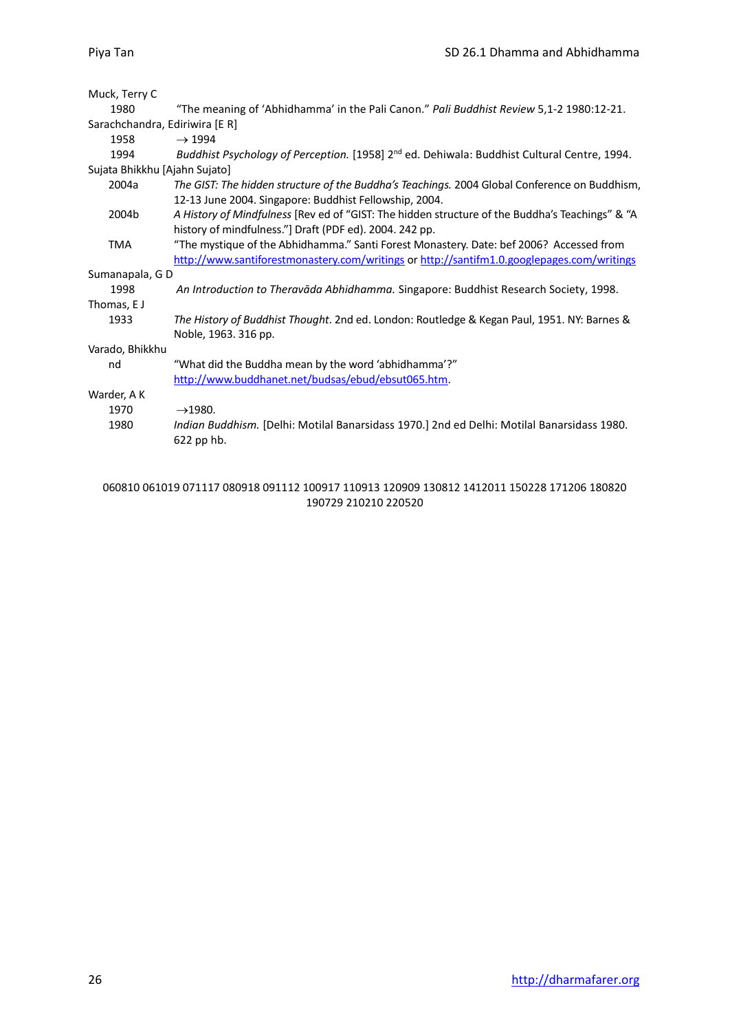Muck, Terry C

1980 "The meaning of 'Abhidhamma' in the Pali Canon." *Pali Buddhist Review* 5,1-2 1980:12-21.

Sarachchandra, Ediriwira [E R]

1958 → 1994

1994 *Buddhist Psychology of Perception.* [1958] 2nd ed. Dehiwala: Buddhist Cultural Centre, 1994.

Sujata Bhikkhu [Ajahn Sujato]

2004a *The GIST: The hidden structure of the Buddha's Teachings.* 2004 Global Conference on Buddhism, 12-13 June 2004. Singapore: Buddhist Fellowship, 2004.

2004b *A History of Mindfulness* [Rev ed of "GIST: The hidden structure of the Buddha's Teachings" & "A history of mindfulness."] Draft (PDF ed). 2004. 242 pp.

TMA "The mystique of the Abhidhamma." Santi Forest Monastery. Date: bef 2006? Accessed from http://www.santiforestmonastery.com/writings or http://santifm1.0.googlepages.com/writings

Sumanapala, G D

1998 *An Introduction to Theravāda Abhidhamma.* Singapore: Buddhist Research Society, 1998.

Thomas, E J

1933 *The History of Buddhist Thought*. 2nd ed. London: Routledge & Kegan Paul, 1951. NY: Barnes & Noble, 1963. 316 pp.

Varado, Bhikkhu

nd "What did the Buddha mean by the word 'abhidhamma'?" http://www.buddhanet.net/budsas/ebud/ebsut065.htm.

Warder, A K

1970 →1980.

1980 *Indian Buddhism.* [Delhi: Motilal Banarsidass 1970.] 2nd ed Delhi: Motilal Banarsidass 1980. 622 pp hb.

060810 061019 071117 080918 091112 100917 110913 120909 130812 1412011 150228 171206 180820 190729 210210 220520